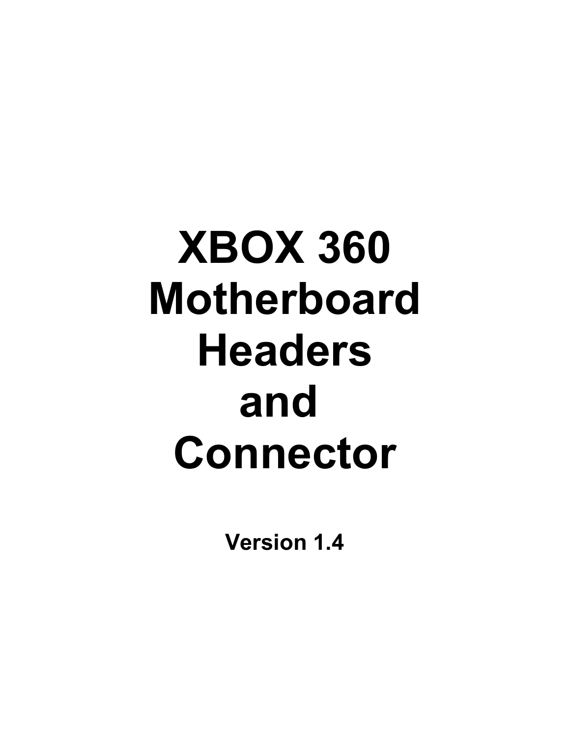# XBOX 360 Motherboard Headers and Connector

**Version 1.4**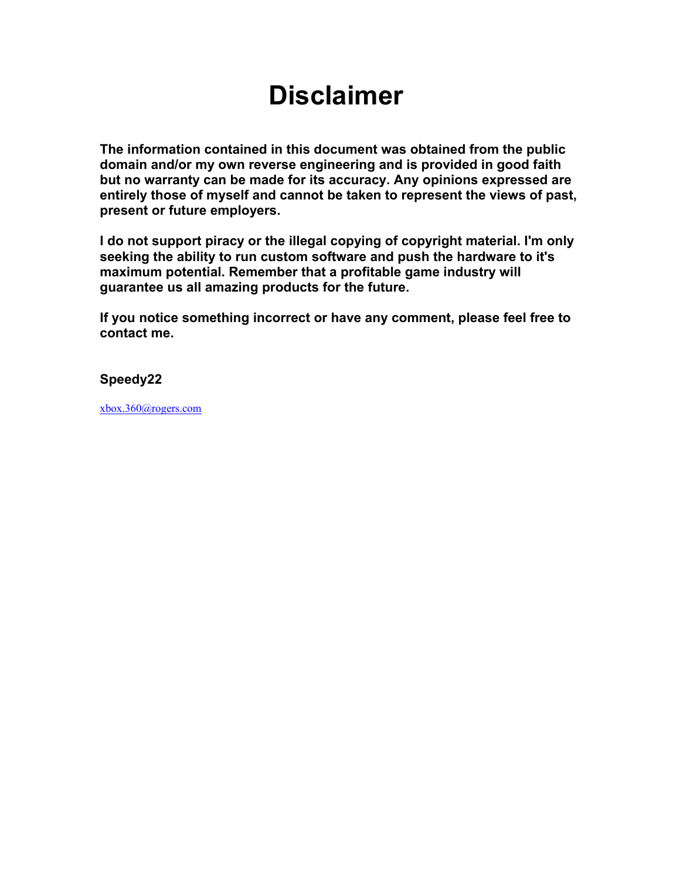# Disclaimer

**The information contained in this document was obtained from the public domain and/or my own reverse engineering and is provided in good faith but no warranty can be made for its accuracy. Any opinions expressed are entirely those of myself and cannot be taken to represent the views of past, present or future employers.**

**I do not support piracy or the illegal copying of copyright material. I'm only seeking the ability to run custom software and push the hardware to it's maximum potential. Remember that a profitable game industry will guarantee us all amazing products for the future.**

**If you notice something incorrect or have any comment, please feel free to contact me.**

**Speedy22**

xbox.360@rogers.com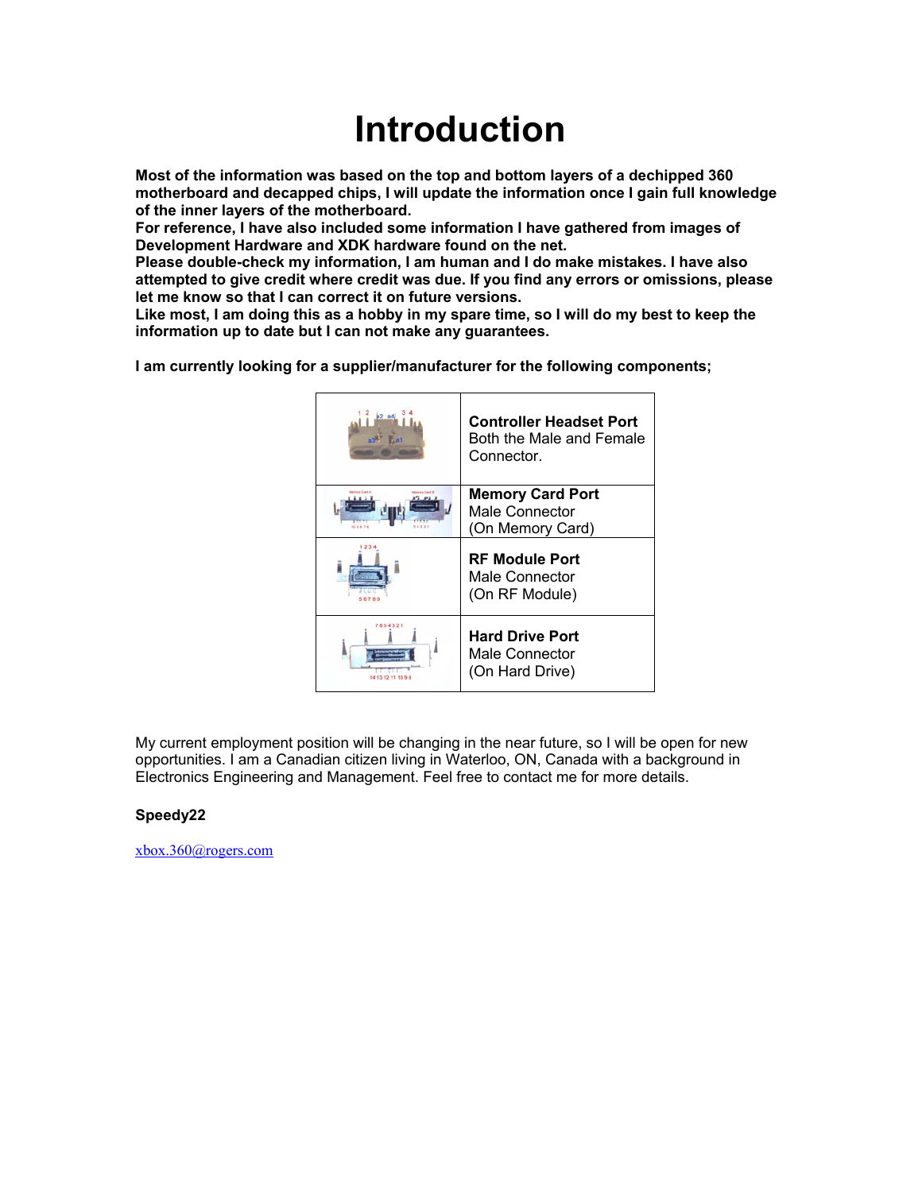# Introduction

**Most of the information was based on the top and bottom layers of a dechipped 360 motherboard and decapped chips, I will update the information once I gain full knowledge of the inner layers of the motherboard.**
**For reference, I have also included some information I have gathered from images of Development Hardware and XDK hardware found on the net.**
**Please double-check my information, I am human and I do make mistakes. I have also attempted to give credit where credit was due. If you find any errors or omissions, please let me know so that I can correct it on future versions.**
**Like most, I am doing this as a hobby in my spare time, so I will do my best to keep the information up to date but I can not make any guarantees.**

**I am currently looking for a supplier/manufacturer for the following components;**

| | |
|---|---|
| | **Controller Headset Port** Both the Male and Female Connector. |
| | **Memory Card Port** Male Connector (On Memory Card) |
| | **RF Module Port** Male Connector (On RF Module) |
| | **Hard Drive Port** Male Connector (On Hard Drive) |

My current employment position will be changing in the near future, so I will be open for new opportunities. I am a Canadian citizen living in Waterloo, ON, Canada with a background in Electronics Engineering and Management. Feel free to contact me for more details.

**Speedy22**

xbox.360@rogers.com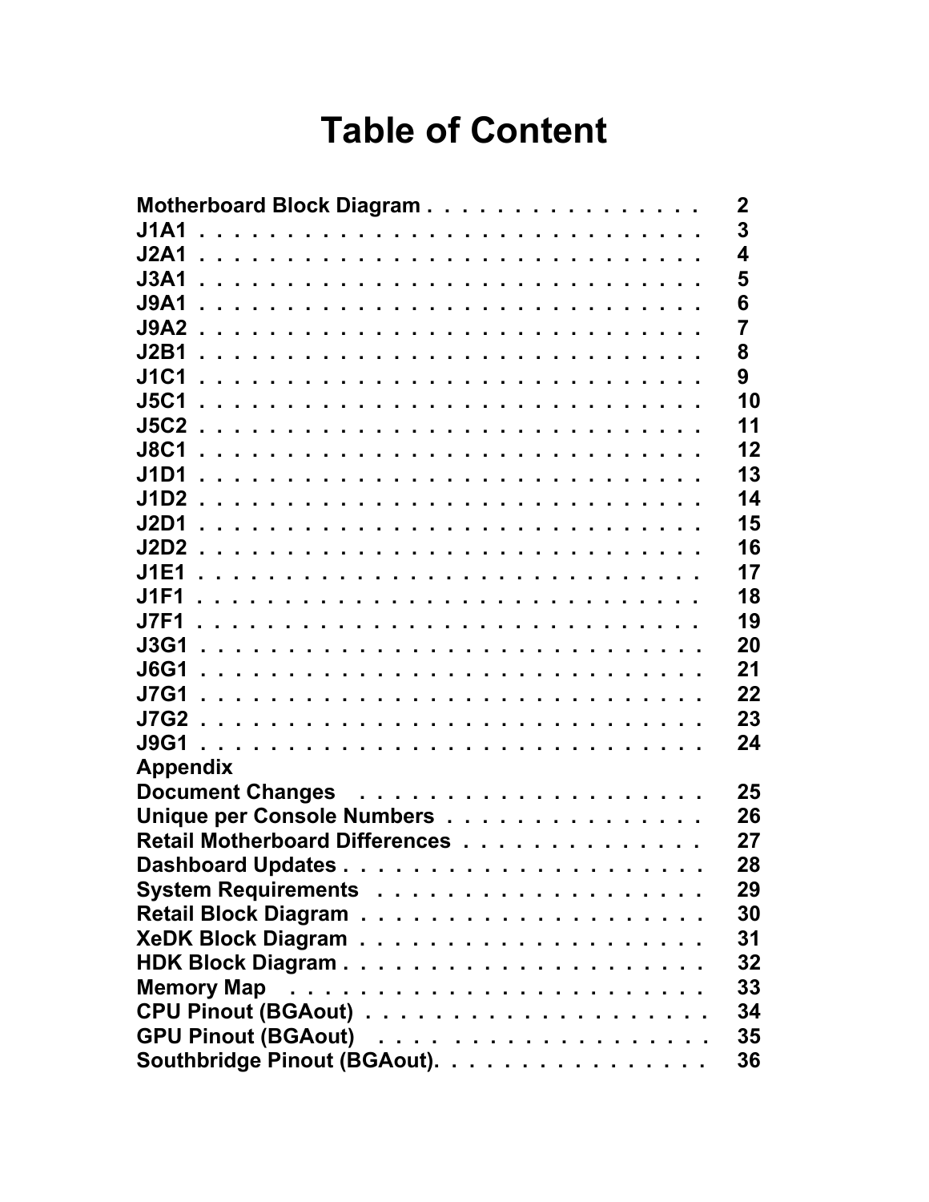# Table of Content

| | |
|---|---|
| **Motherboard Block Diagram** | **2** |
| **J1A1** | **3** |
| **J2A1** | **4** |
| **J3A1** | **5** |
| **J9A1** | **6** |
| **J9A2** | **7** |
| **J2B1** | **8** |
| **J1C1** | **9** |
| **J5C1** | **10** |
| **J5C2** | **11** |
| **J8C1** | **12** |
| **J1D1** | **13** |
| **J1D2** | **14** |
| **J2D1** | **15** |
| **J2D2** | **16** |
| **J1E1** | **17** |
| **J1F1** | **18** |
| **J7F1** | **19** |
| **J3G1** | **20** |
| **J6G1** | **21** |
| **J7G1** | **22** |
| **J7G2** | **23** |
| **J9G1** | **24** |
| **Appendix** | |
| **Document Changes** | **25** |
| **Unique per Console Numbers** | **26** |
| **Retail Motherboard Differences** | **27** |
| **Dashboard Updates** | **28** |
| **System Requirements** | **29** |
| **Retail Block Diagram** | **30** |
| **XeDK Block Diagram** | **31** |
| **HDK Block Diagram** | **32** |
| **Memory Map** | **33** |
| **CPU Pinout (BGAout)** | **34** |
| **GPU Pinout (BGAout)** | **35** |
| **Southbridge Pinout (BGAout)** | **36** |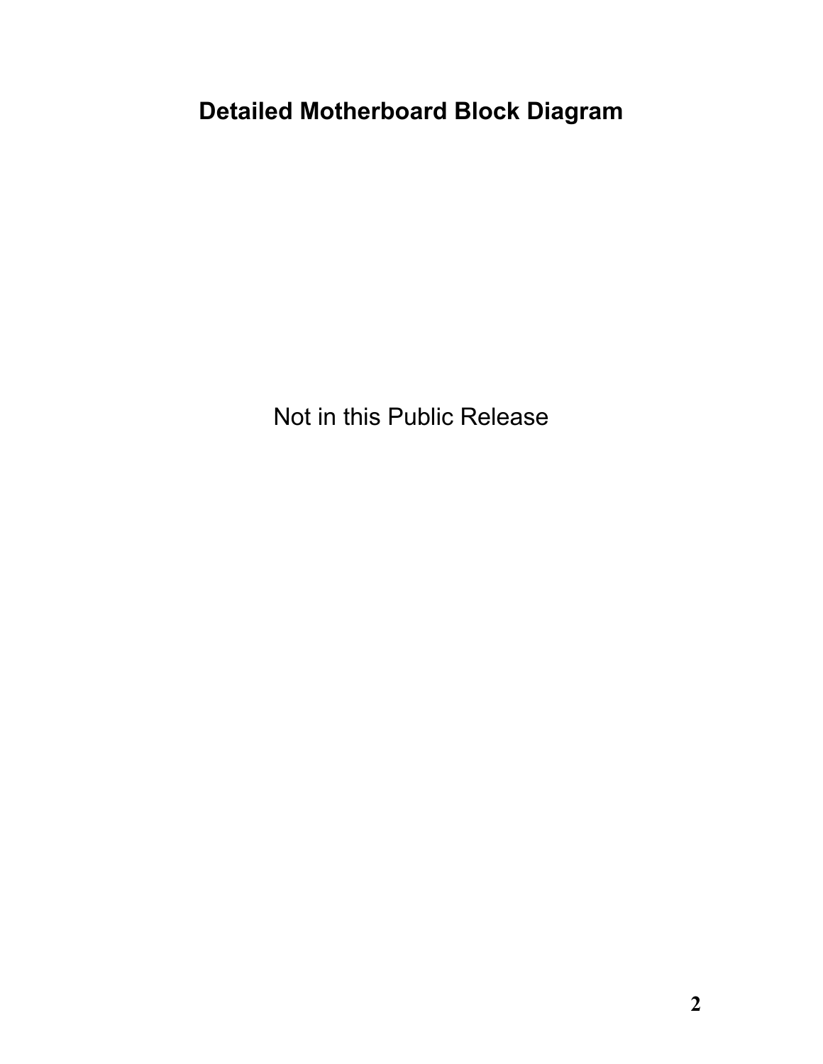# Detailed Motherboard Block Diagram

Not in this Public Release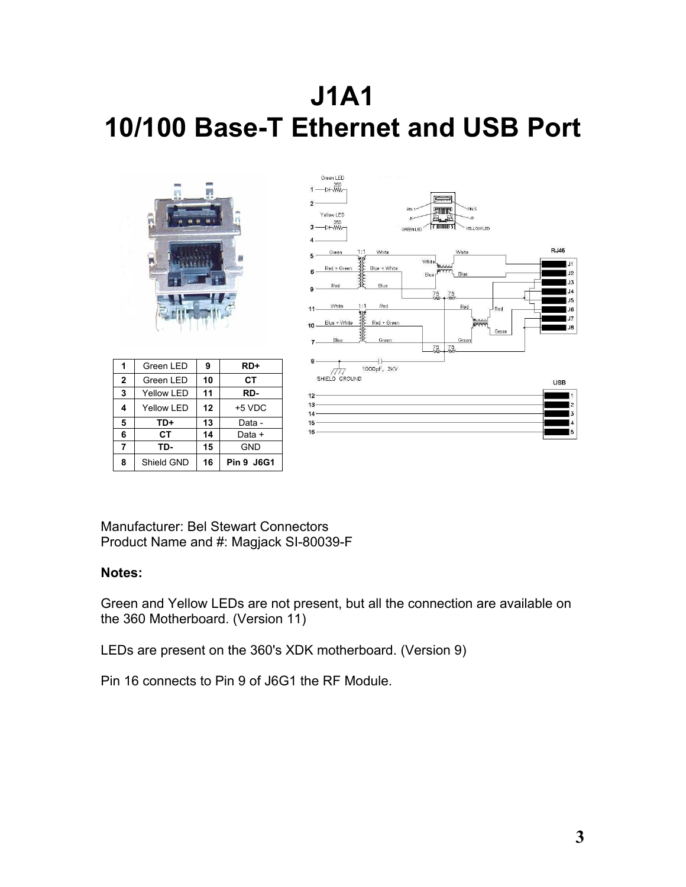# J1A1
# 10/100 Base-T Ethernet and USB Port

| 1 | Green LED | 9 | **RD+** |
|---|---|---|---|
| 2 | Green LED | 10 | **CT** |
| 3 | Yellow LED | 11 | **RD-** |
| 4 | Yellow LED | 12 | +5 VDC |
| 5 | **TD+** | 13 | Data - |
| 6 | **CT** | 14 | Data + |
| 7 | **TD-** | 15 | GND |
| 8 | Shield GND | 16 | **Pin 9 J6G1** |

Manufacturer: Bel Stewart Connectors
Product Name and #: Magjack SI-80039-F

**Notes:**

Green and Yellow LEDs are not present, but all the connection are available on the 360 Motherboard. (Version 11)

LEDs are present on the 360's XDK motherboard. (Version 9)

Pin 16 connects to Pin 9 of J6G1 the RF Module.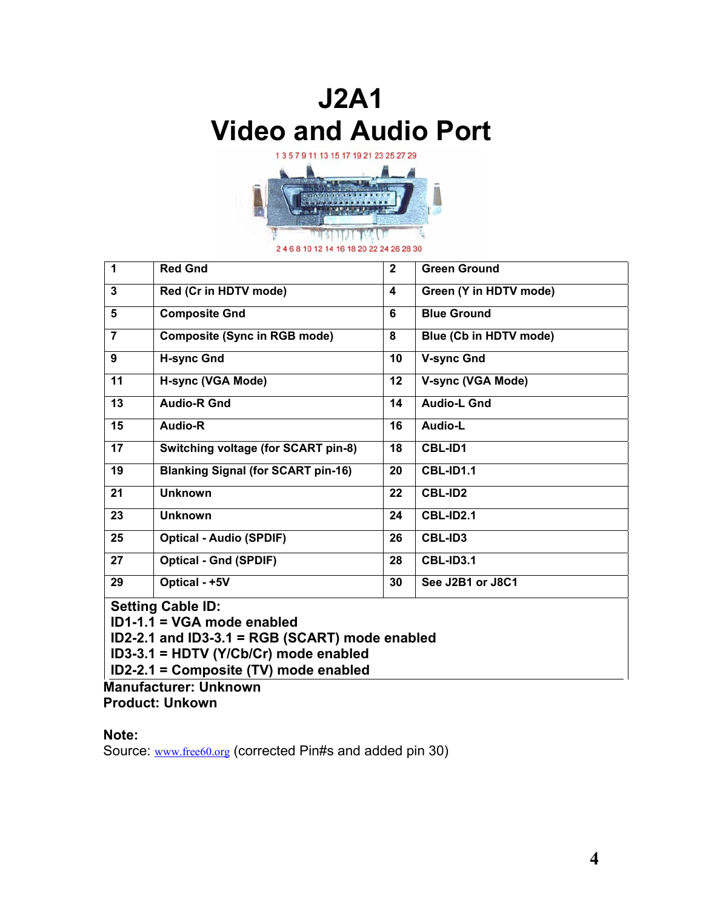# J2A1
# Video and Audio Port

1 3 5 7 9 11 13 15 17 19 21 23 25 27 29

2 4 6 8 10 12 14 16 18 20 22 24 26 28 30

| | | | |
|---|---|---|---|
| 1 | Red Gnd | 2 | Green Ground |
| 3 | Red (Cr in HDTV mode) | 4 | Green (Y in HDTV mode) |
| 5 | Composite Gnd | 6 | Blue Ground |
| 7 | Composite (Sync in RGB mode) | 8 | Blue (Cb in HDTV mode) |
| 9 | H-sync Gnd | 10 | V-sync Gnd |
| 11 | H-sync (VGA Mode) | 12 | V-sync (VGA Mode) |
| 13 | Audio-R Gnd | 14 | Audio-L Gnd |
| 15 | Audio-R | 16 | Audio-L |
| 17 | Switching voltage (for SCART pin-8) | 18 | CBL-ID1 |
| 19 | Blanking Signal (for SCART pin-16) | 20 | CBL-ID1.1 |
| 21 | Unknown | 22 | CBL-ID2 |
| 23 | Unknown | 24 | CBL-ID2.1 |
| 25 | Optical - Audio (SPDIF) | 26 | CBL-ID3 |
| 27 | Optical - Gnd (SPDIF) | 28 | CBL-ID3.1 |
| 29 | Optical - +5V | 30 | See J2B1 or J8C1 |

**Setting Cable ID:**
**ID1-1.1 = VGA mode enabled**
**ID2-2.1 and ID3-3.1 = RGB (SCART) mode enabled**
**ID3-3.1 = HDTV (Y/Cb/Cr) mode enabled**
**ID2-2.1 = Composite (TV) mode enabled**

**Manufacturer: Unknown**
**Product: Unkown**

**Note:**
Source: www.free60.org (corrected Pin#s and added pin 30)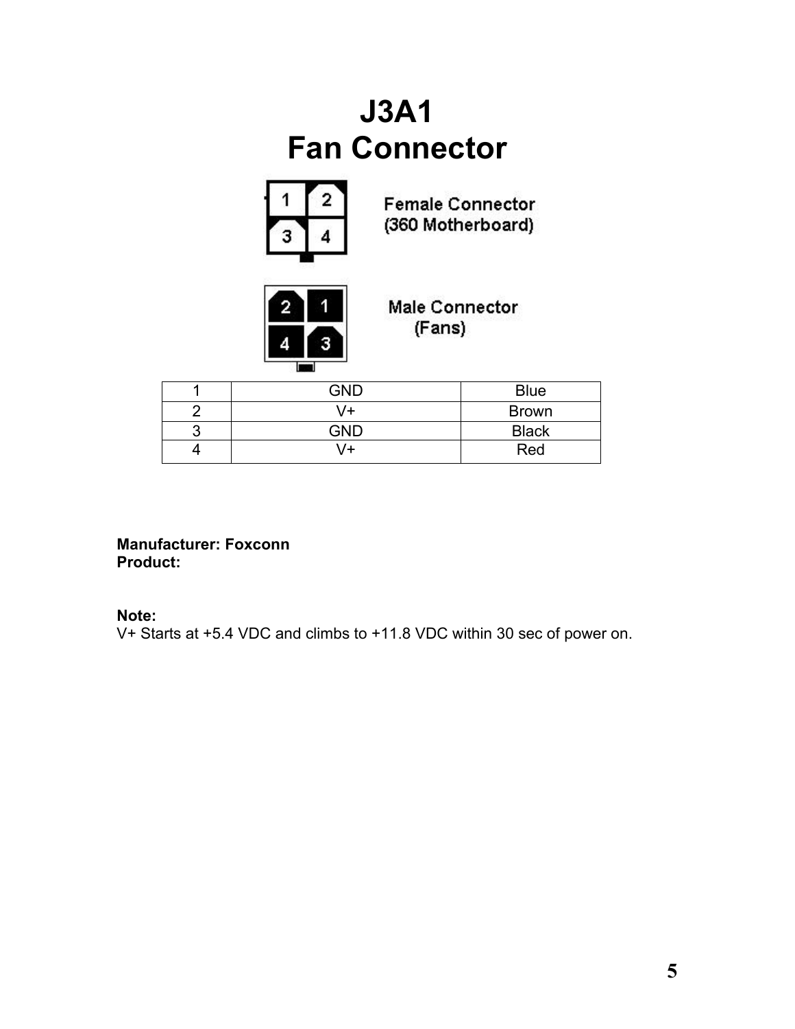# J3A1
# Fan Connector

Female Connector (360 Motherboard)

Male Connector (Fans)

| 1 | GND | Blue |
|---|---|---|
| 2 | V+ | Brown |
| 3 | GND | Black |
| 4 | V+ | Red |

**Manufacturer: Foxconn**
**Product:**

**Note:**
V+ Starts at +5.4 VDC and climbs to +11.8 VDC within 30 sec of power on.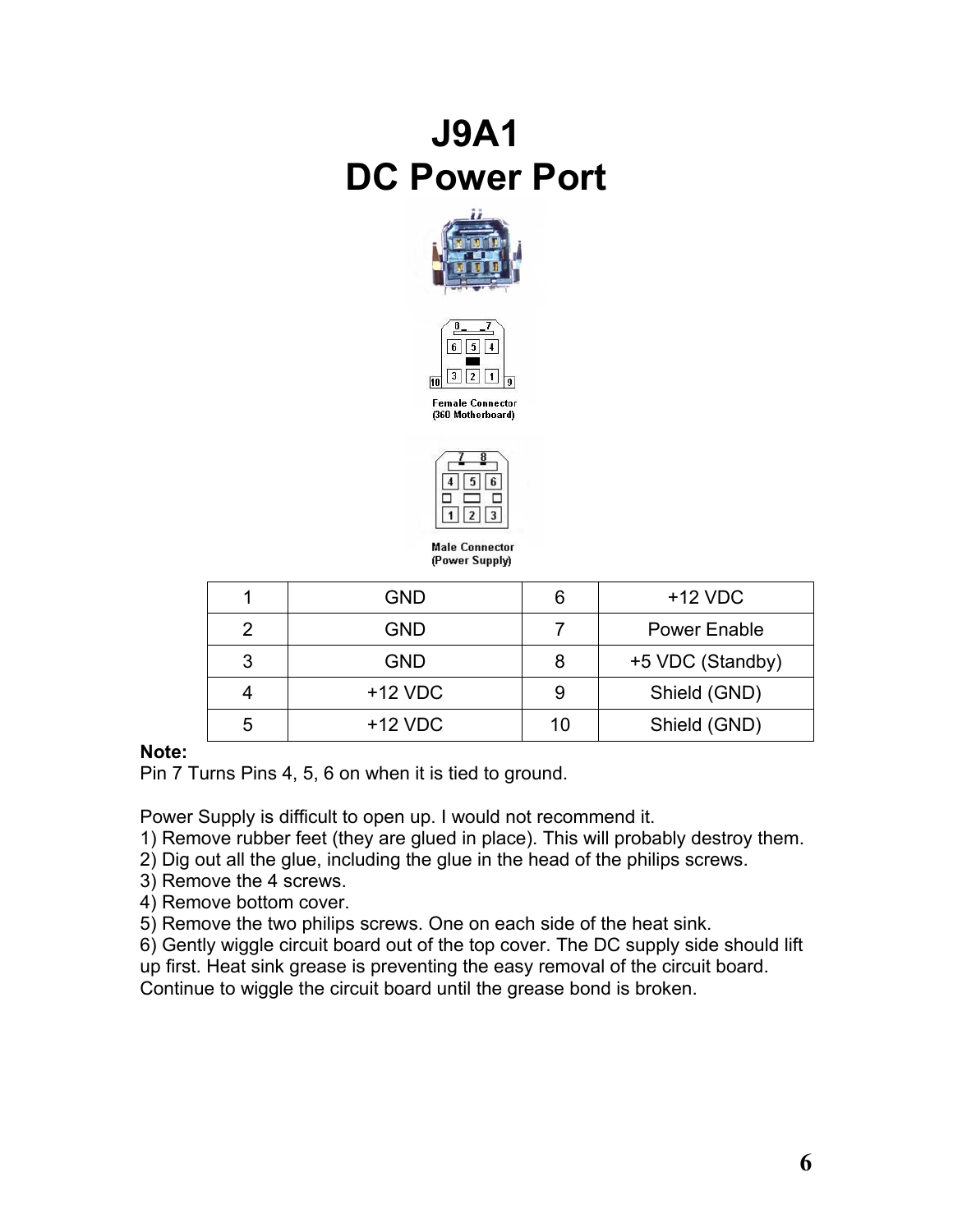# J9A1
# DC Power Port

Female Connector
(360 Motherboard)

Male Connector
(Power Supply)

| 1 | GND | 6 | +12 VDC |
|---|---|---|---|
| 2 | GND | 7 | Power Enable |
| 3 | GND | 8 | +5 VDC (Standby) |
| 4 | +12 VDC | 9 | Shield (GND) |
| 5 | +12 VDC | 10 | Shield (GND) |

**Note:**
Pin 7 Turns Pins 4, 5, 6 on when it is tied to ground.

Power Supply is difficult to open up. I would not recommend it.
1) Remove rubber feet (they are glued in place). This will probably destroy them.
2) Dig out all the glue, including the glue in the head of the philips screws.
3) Remove the 4 screws.
4) Remove bottom cover.
5) Remove the two philips screws. One on each side of the heat sink.
6) Gently wiggle circuit board out of the top cover. The DC supply side should lift up first. Heat sink grease is preventing the easy removal of the circuit board. Continue to wiggle the circuit board until the grease bond is broken.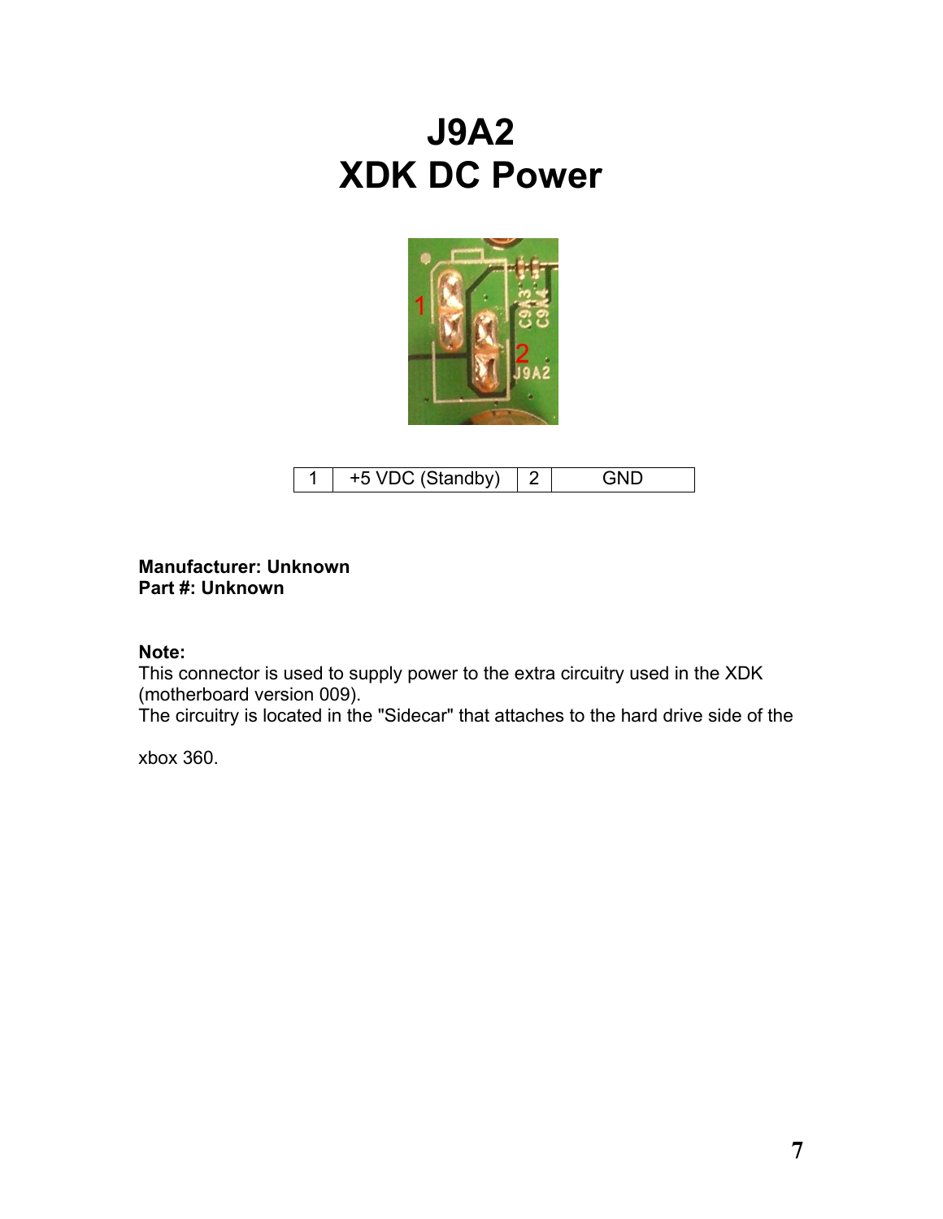# J9A2
# XDK DC Power

| 1 | +5 VDC (Standby) | 2 | GND |
|---|---|---|---|

**Manufacturer: Unknown**
**Part #: Unknown**

**Note:**
This connector is used to supply power to the extra circuitry used in the XDK (motherboard version 009).
The circuitry is located in the "Sidecar" that attaches to the hard drive side of the xbox 360.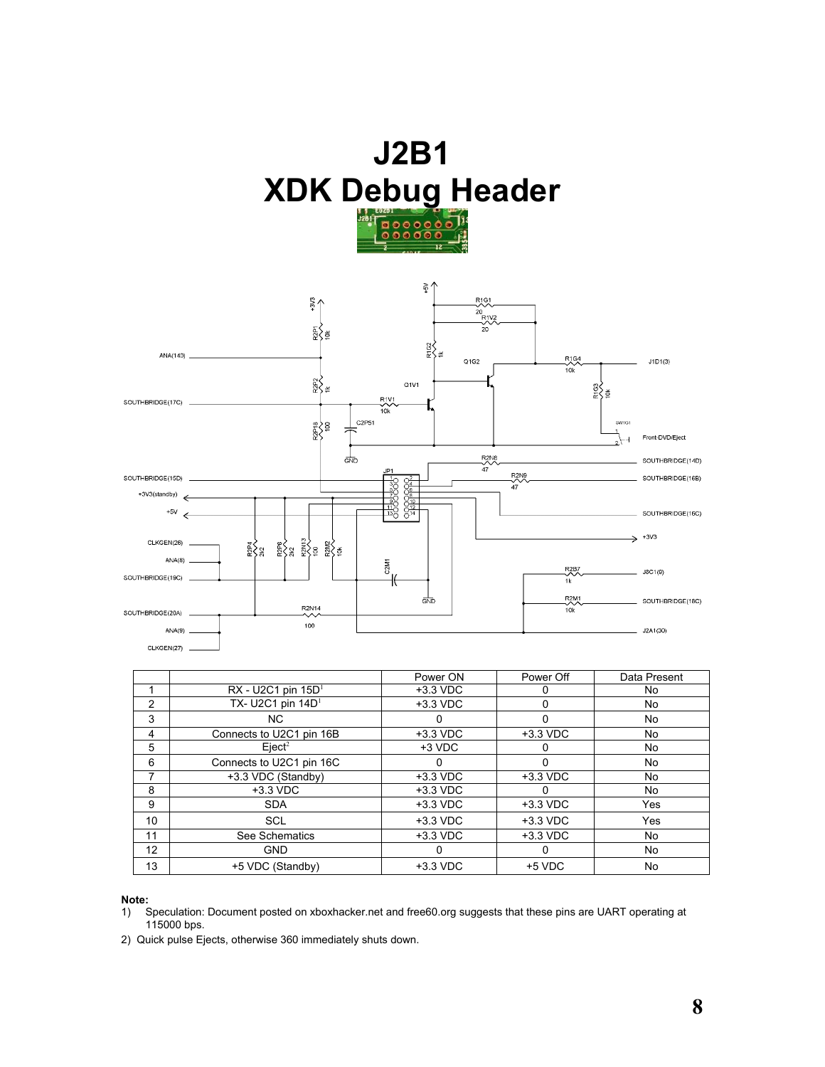# J2B1
# XDK Debug Header

| | | Power ON | Power Off | Data Present |
|---|---|---|---|---|
| 1 | RX - U2C1 pin 15D[1] | +3.3 VDC | 0 | No |
| 2 | TX- U2C1 pin 14D[1] | +3.3 VDC | 0 | No |
| 3 | NC | 0 | 0 | No |
| 4 | Connects to U2C1 pin 16B | +3.3 VDC | +3.3 VDC | No |
| 5 | Eject[2] | +3 VDC | 0 | No |
| 6 | Connects to U2C1 pin 16C | 0 | 0 | No |
| 7 | +3.3 VDC (Standby) | +3.3 VDC | +3.3 VDC | No |
| 8 | +3.3 VDC | +3.3 VDC | 0 | No |
| 9 | SDA | +3.3 VDC | +3.3 VDC | Yes |
| 10 | SCL | +3.3 VDC | +3.3 VDC | Yes |
| 11 | See Schematics | +3.3 VDC | +3.3 VDC | No |
| 12 | GND | 0 | 0 | No |
| 13 | +5 VDC (Standby) | +3.3 VDC | +5 VDC | No |

**Note:**

1) Speculation: Document posted on xboxhacker.net and free60.org suggests that these pins are UART operating at 115000 bps.
2) Quick pulse Ejects, otherwise 360 immediately shuts down.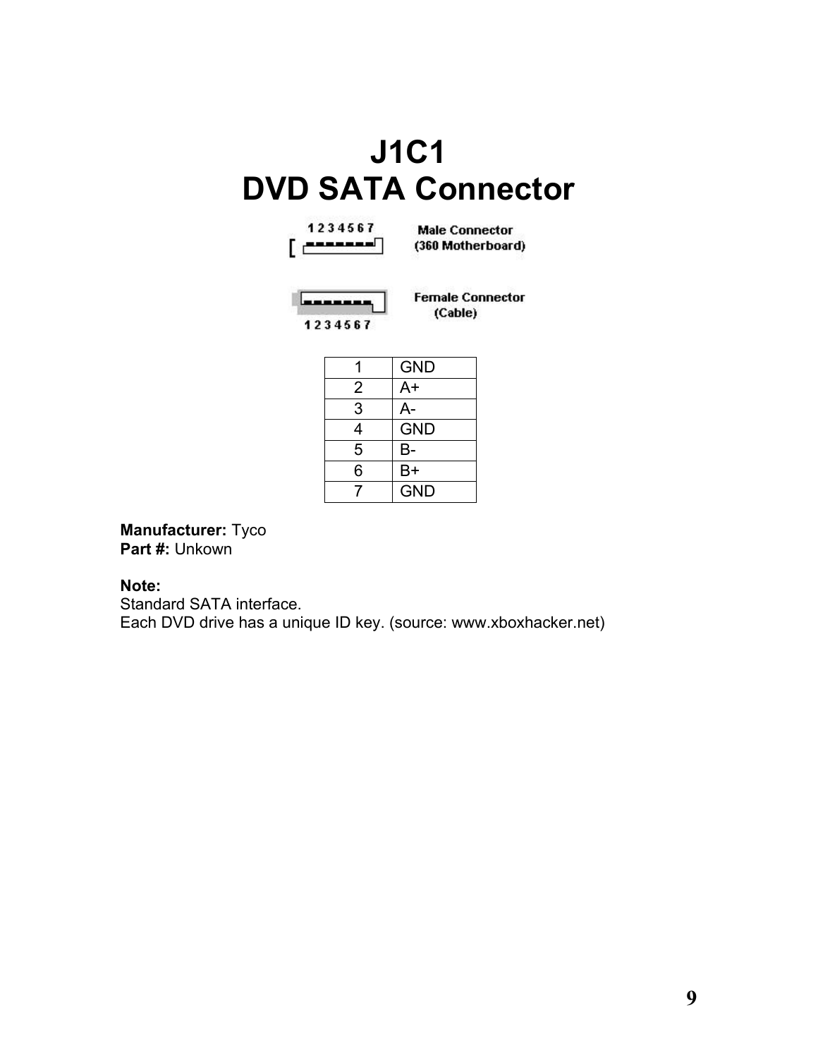# J1C1
# DVD SATA Connector

1 2 3 4 5 6 7 Male Connector (360 Motherboard)

Female Connector (Cable) 1 2 3 4 5 6 7

| | |
|---|---|
| 1 | GND |
| 2 | A+ |
| 3 | A- |
| 4 | GND |
| 5 | B- |
| 6 | B+ |
| 7 | GND |

**Manufacturer:** Tyco
**Part #:** Unkown

**Note:**
Standard SATA interface.
Each DVD drive has a unique ID key. (source: www.xboxhacker.net)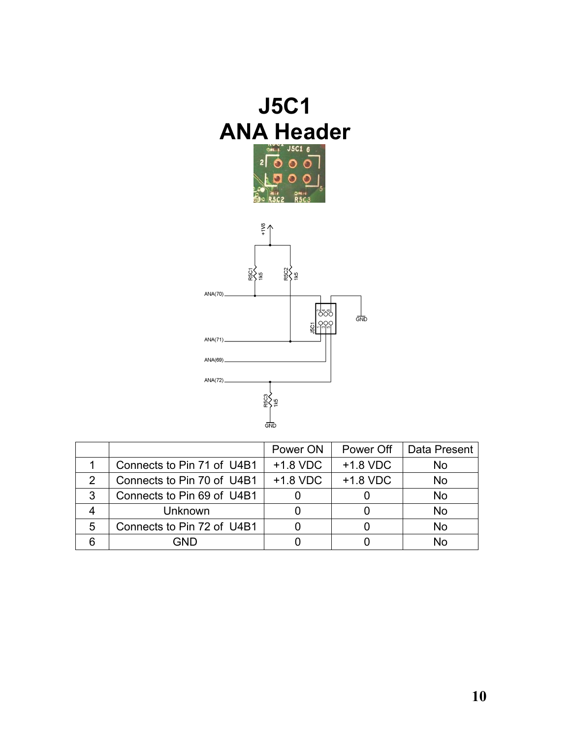# J5C1
# ANA Header

| | | Power ON | Power Off | Data Present |
|---|---|---|---|---|
| 1 | Connects to Pin 71 of U4B1 | +1.8 VDC | +1.8 VDC | No |
| 2 | Connects to Pin 70 of U4B1 | +1.8 VDC | +1.8 VDC | No |
| 3 | Connects to Pin 69 of U4B1 | 0 | 0 | No |
| 4 | Unknown | 0 | 0 | No |
| 5 | Connects to Pin 72 of U4B1 | 0 | 0 | No |
| 6 | GND | 0 | 0 | No |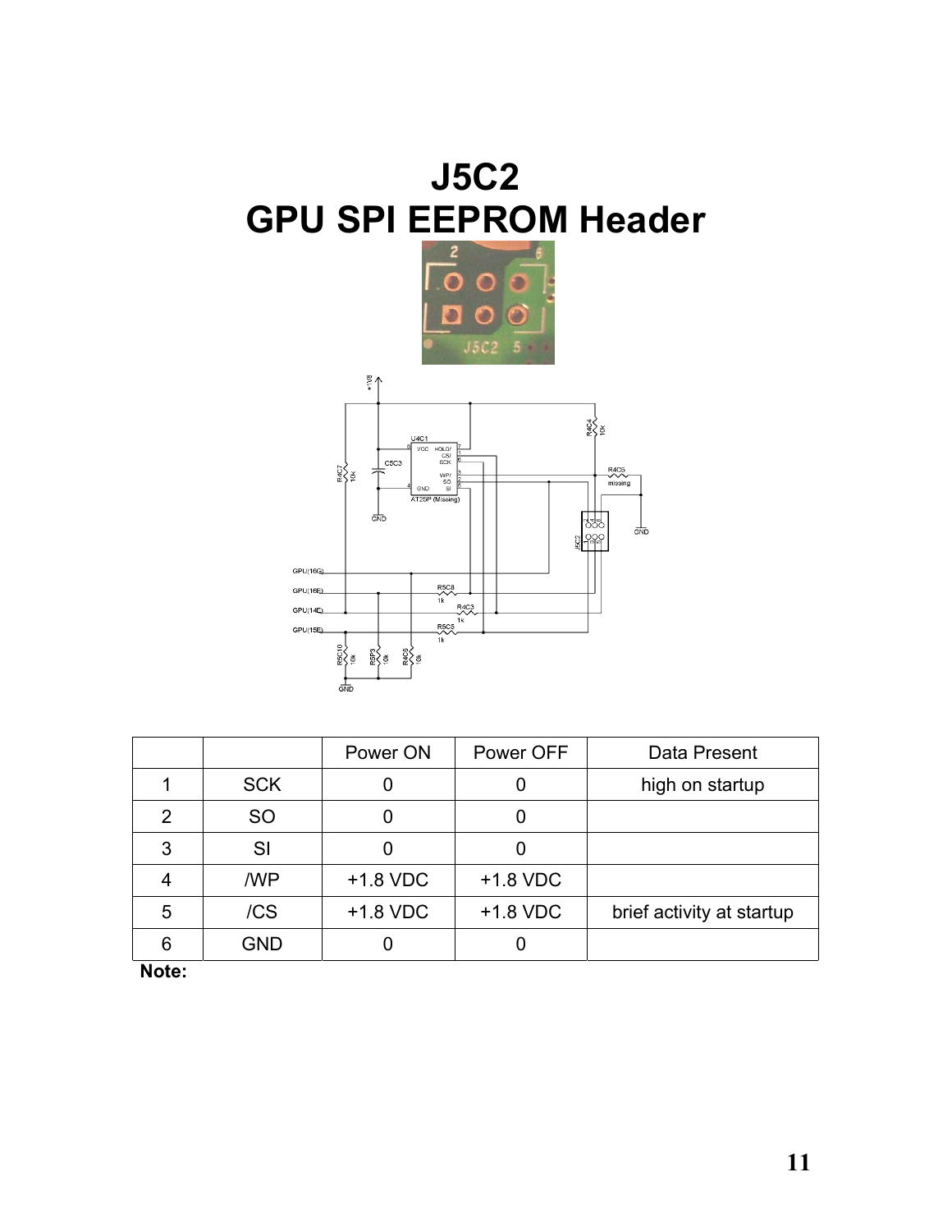# J5C2
# GPU SPI EEPROM Header

| | | Power ON | Power OFF | Data Present |
|---|---|---|---|---|
| 1 | SCK | 0 | 0 | high on startup |
| 2 | SO | 0 | 0 | |
| 3 | SI | 0 | 0 | |
| 4 | /WP | +1.8 VDC | +1.8 VDC | |
| 5 | /CS | +1.8 VDC | +1.8 VDC | brief activity at startup |
| 6 | GND | 0 | 0 | |

**Note:**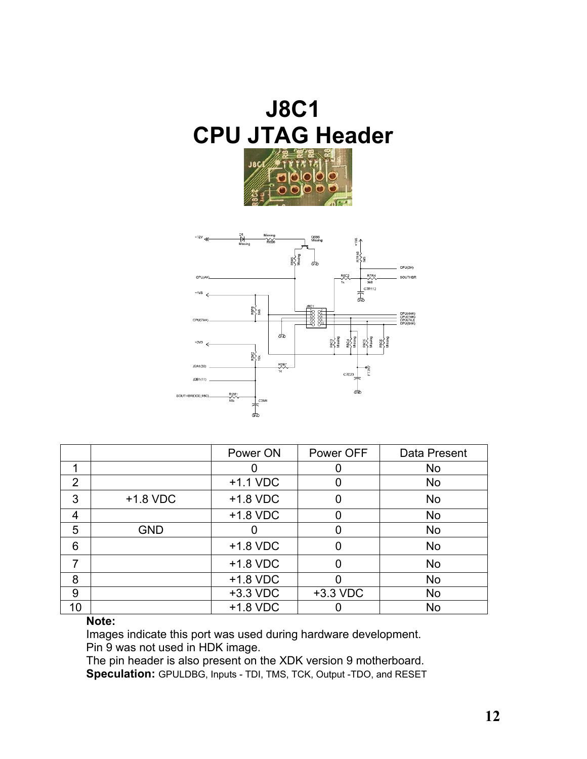# J8C1
# CPU JTAG Header

| | | Power ON | Power OFF | Data Present |
|---|---|---|---|---|
| 1 | | 0 | 0 | No |
| 2 | | +1.1 VDC | 0 | No |
| 3 | +1.8 VDC | +1.8 VDC | 0 | No |
| 4 | | +1.8 VDC | 0 | No |
| 5 | GND | 0 | 0 | No |
| 6 | | +1.8 VDC | 0 | No |
| 7 | | +1.8 VDC | 0 | No |
| 8 | | +1.8 VDC | 0 | No |
| 9 | | +3.3 VDC | +3.3 VDC | No |
| 10 | | +1.8 VDC | 0 | No |

**Note:**

Images indicate this port was used during hardware development.
Pin 9 was not used in HDK image.
The pin header is also present on the XDK version 9 motherboard.
**Speculation:** GPULDBG, Inputs - TDI, TMS, TCK, Output -TDO, and RESET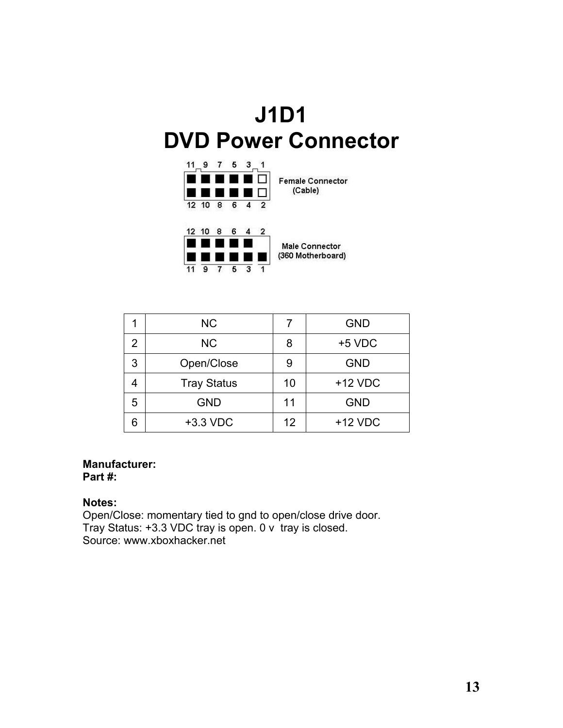# J1D1
# DVD Power Connector

| 1 | NC | 7 | GND |
|---|---|---|---|
| 2 | NC | 8 | +5 VDC |
| 3 | Open/Close | 9 | GND |
| 4 | Tray Status | 10 | +12 VDC |
| 5 | GND | 11 | GND |
| 6 | +3.3 VDC | 12 | +12 VDC |

**Manufacturer:**
**Part #:**

**Notes:**
Open/Close: momentary tied to gnd to open/close drive door.
Tray Status: +3.3 VDC tray is open. 0 v tray is closed.
Source: www.xboxhacker.net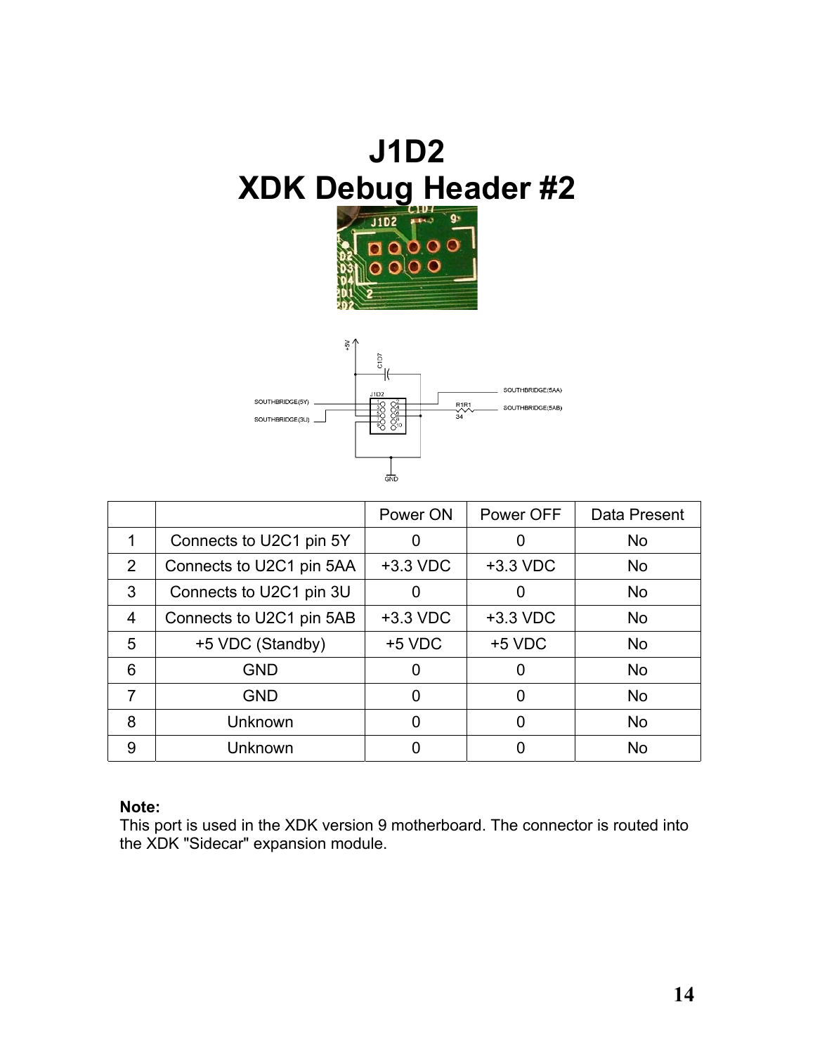# J1D2
# XDK Debug Header #2

| | | Power ON | Power OFF | Data Present |
|---|---|---|---|---|
| 1 | Connects to U2C1 pin 5Y | 0 | 0 | No |
| 2 | Connects to U2C1 pin 5AA | +3.3 VDC | +3.3 VDC | No |
| 3 | Connects to U2C1 pin 3U | 0 | 0 | No |
| 4 | Connects to U2C1 pin 5AB | +3.3 VDC | +3.3 VDC | No |
| 5 | +5 VDC (Standby) | +5 VDC | +5 VDC | No |
| 6 | GND | 0 | 0 | No |
| 7 | GND | 0 | 0 | No |
| 8 | Unknown | 0 | 0 | No |
| 9 | Unknown | 0 | 0 | No |

**Note:**
This port is used in the XDK version 9 motherboard. The connector is routed into the XDK "Sidecar" expansion module.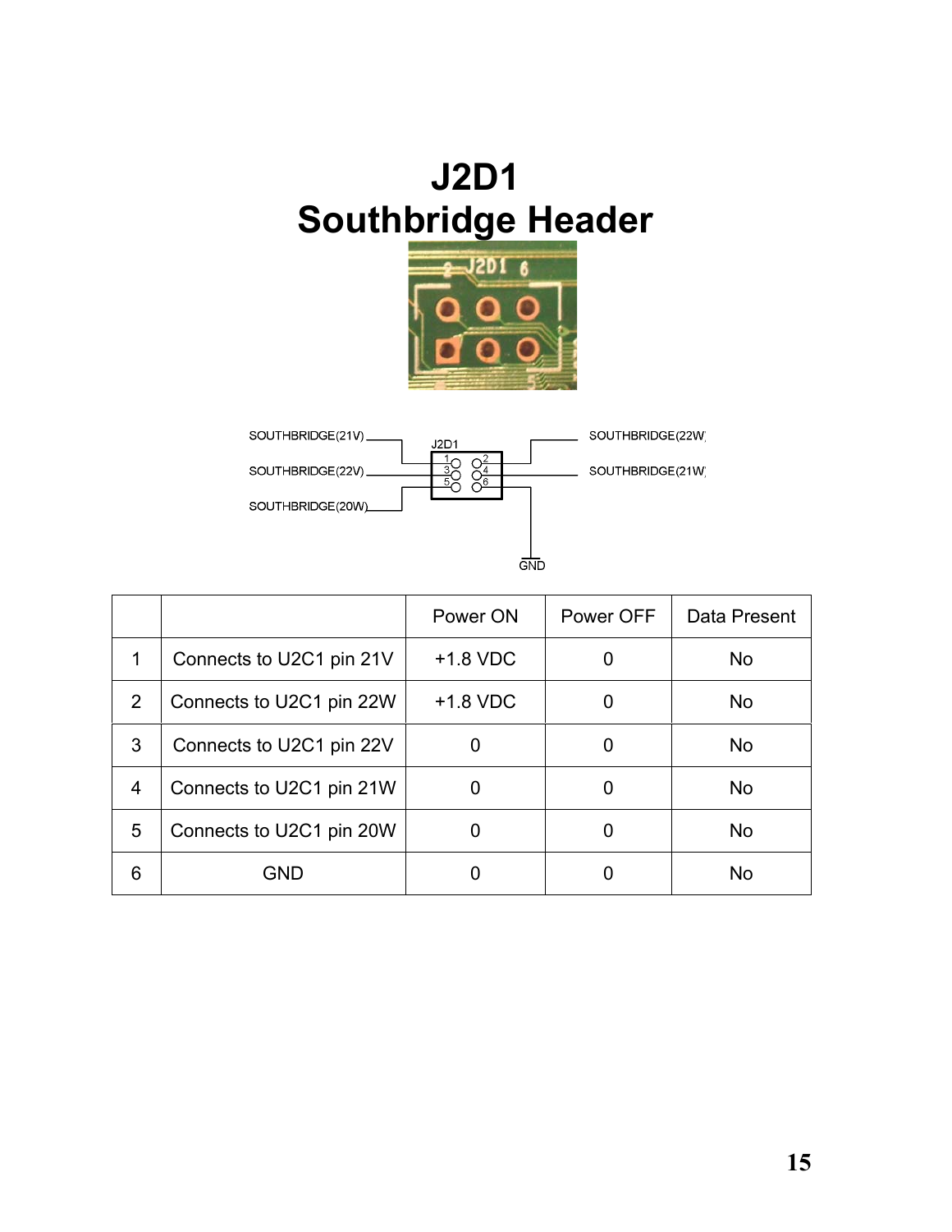# J2D1
# Southbridge Header

| | | Power ON | Power OFF | Data Present |
|---|---|---|---|---|
| 1 | Connects to U2C1 pin 21V | +1.8 VDC | 0 | No |
| 2 | Connects to U2C1 pin 22W | +1.8 VDC | 0 | No |
| 3 | Connects to U2C1 pin 22V | 0 | 0 | No |
| 4 | Connects to U2C1 pin 21W | 0 | 0 | No |
| 5 | Connects to U2C1 pin 20W | 0 | 0 | No |
| 6 | GND | 0 | 0 | No |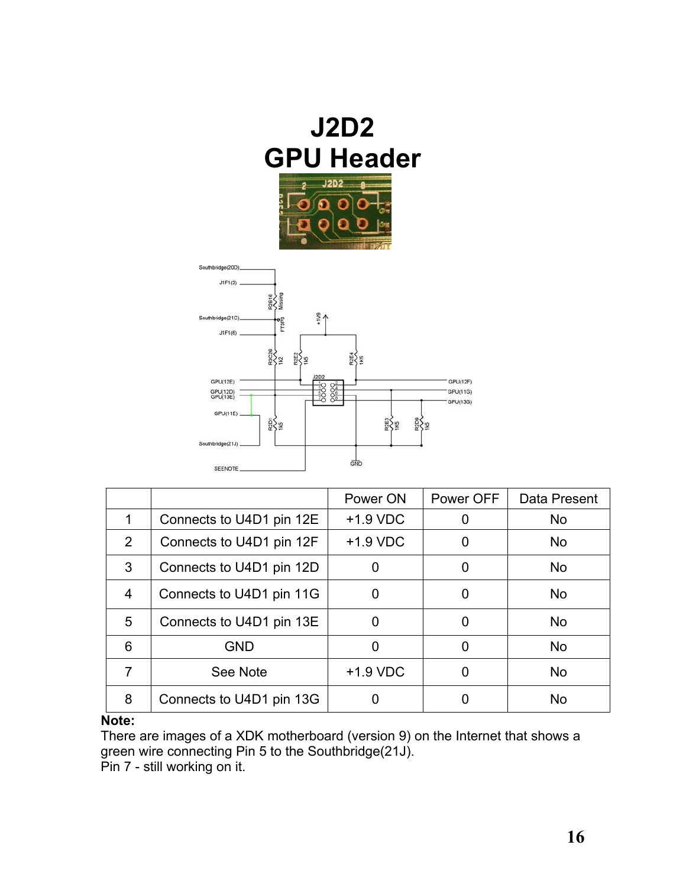# J2D2
# GPU Header

| | | Power ON | Power OFF | Data Present |
|---|---|---|---|---|
| 1 | Connects to U4D1 pin 12E | +1.9 VDC | 0 | No |
| 2 | Connects to U4D1 pin 12F | +1.9 VDC | 0 | No |
| 3 | Connects to U4D1 pin 12D | 0 | 0 | No |
| 4 | Connects to U4D1 pin 11G | 0 | 0 | No |
| 5 | Connects to U4D1 pin 13E | 0 | 0 | No |
| 6 | GND | 0 | 0 | No |
| 7 | See Note | +1.9 VDC | 0 | No |
| 8 | Connects to U4D1 pin 13G | 0 | 0 | No |

**Note:**
There are images of a XDK motherboard (version 9) on the Internet that shows a green wire connecting Pin 5 to the Southbridge(21J).
Pin 7 - still working on it.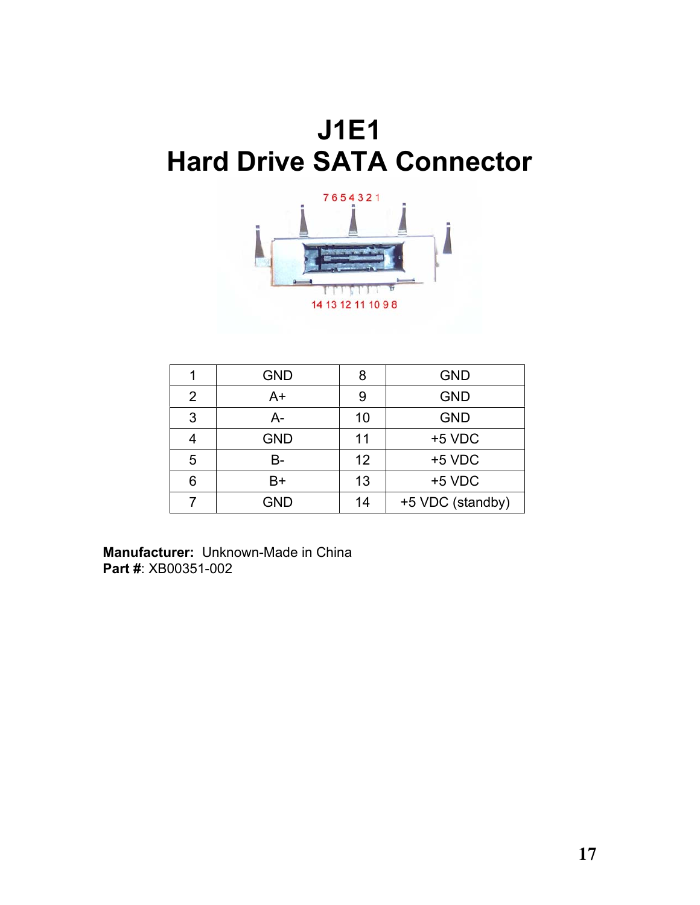# J1E1
# Hard Drive SATA Connector

| 1 | GND | 8 | GND |
|---|---|---|---|
| 2 | A+ | 9 | GND |
| 3 | A- | 10 | GND |
| 4 | GND | 11 | +5 VDC |
| 5 | B- | 12 | +5 VDC |
| 6 | B+ | 13 | +5 VDC |
| 7 | GND | 14 | +5 VDC (standby) |

**Manufacturer:** Unknown-Made in China
**Part #**: XB00351-002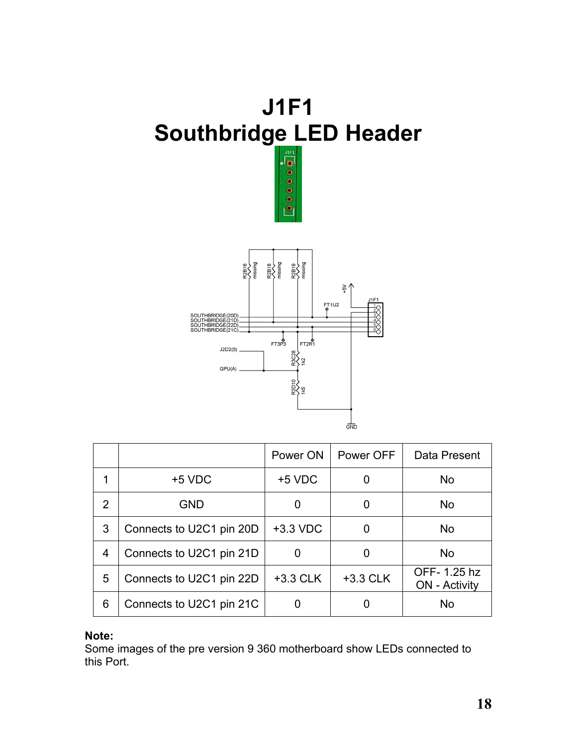# J1F1
# Southbridge LED Header

| | | Power ON | Power OFF | Data Present |
|---|---|---|---|---|
| 1 | +5 VDC | +5 VDC | 0 | No |
| 2 | GND | 0 | 0 | No |
| 3 | Connects to U2C1 pin 20D | +3.3 VDC | 0 | No |
| 4 | Connects to U2C1 pin 21D | 0 | 0 | No |
| 5 | Connects to U2C1 pin 22D | +3.3 CLK | +3.3 CLK | OFF- 1.25 hz ON - Activity |
| 6 | Connects to U2C1 pin 21C | 0 | 0 | No |

**Note:**
Some images of the pre version 9 360 motherboard show LEDs connected to this Port.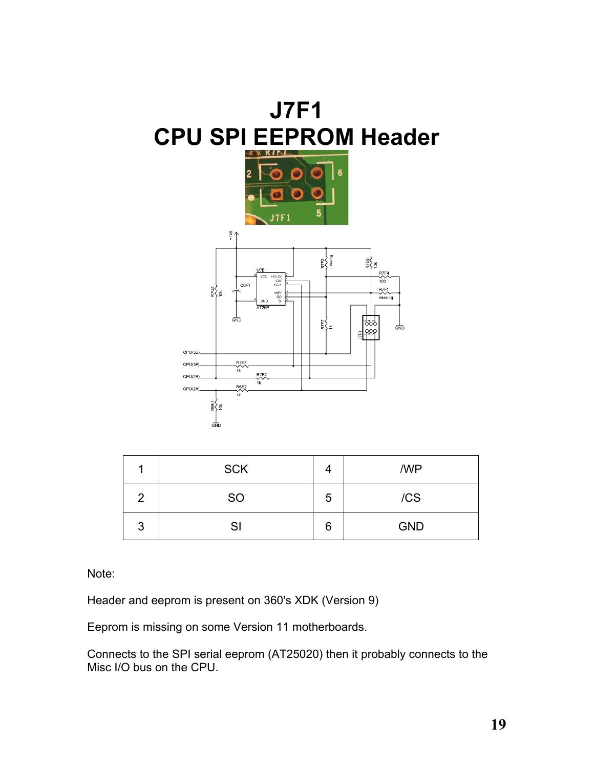# J7F1
# CPU SPI EEPROM Header

| 1 | SCK | 4 | /WP |
|---|---|---|---|
| 2 | SO | 5 | /CS |
| 3 | SI | 6 | GND |

Note:

Header and eeprom is present on 360's XDK (Version 9)

Eeprom is missing on some Version 11 motherboards.

Connects to the SPI serial eeprom (AT25020) then it probably connects to the Misc I/O bus on the CPU.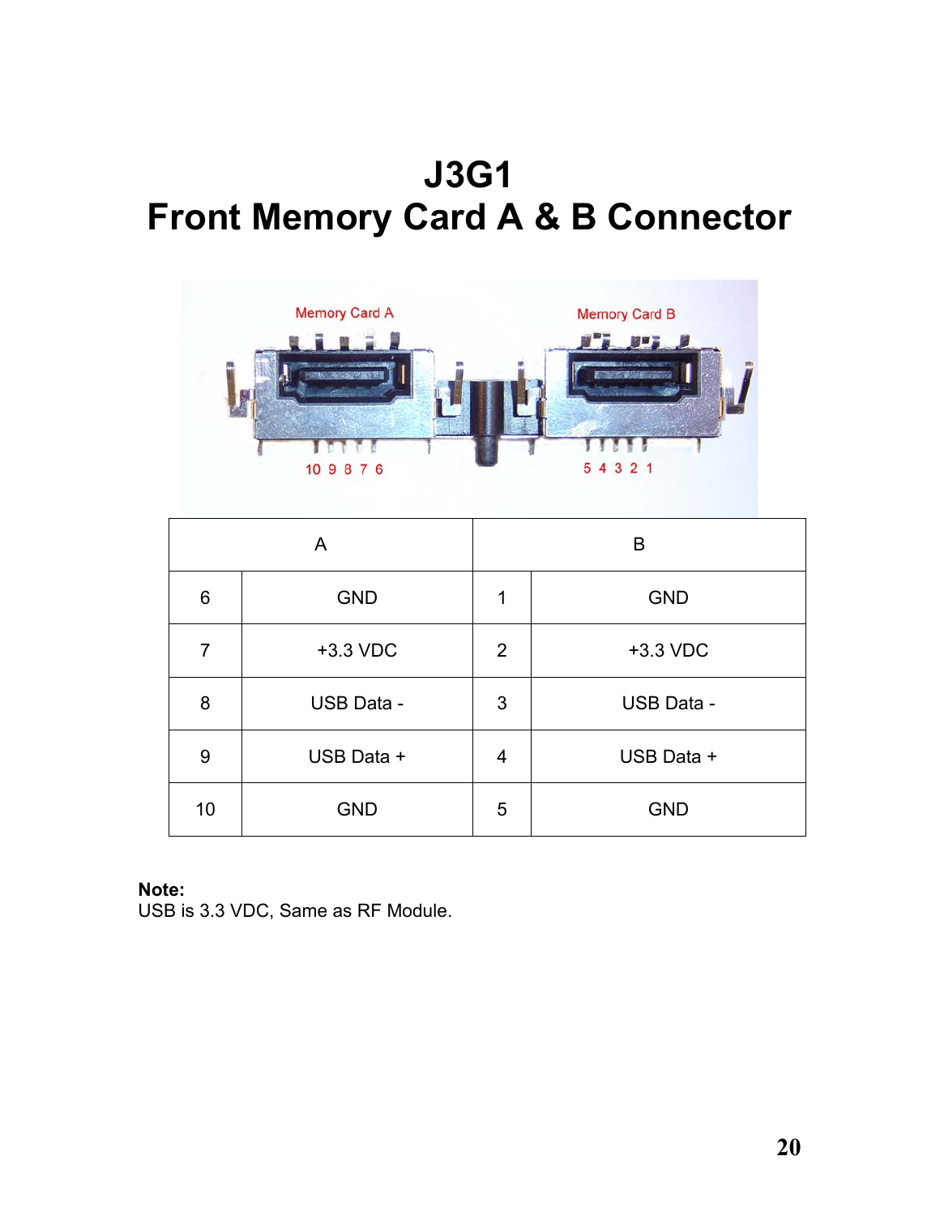# J3G1
# Front Memory Card A & B Connector

| A | | B | |
|---|---|---|---|
| 6 | GND | 1 | GND |
| 7 | +3.3 VDC | 2 | +3.3 VDC |
| 8 | USB Data - | 3 | USB Data - |
| 9 | USB Data + | 4 | USB Data + |
| 10 | GND | 5 | GND |

**Note:**
USB is 3.3 VDC, Same as RF Module.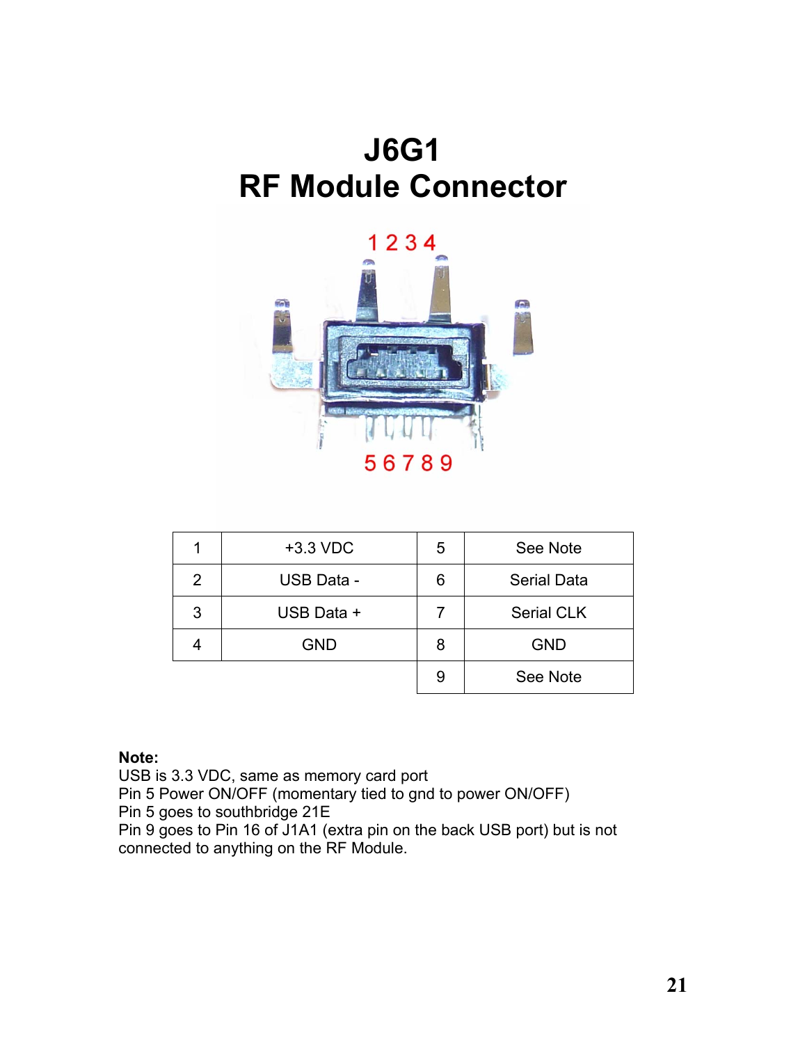# J6G1
# RF Module Connector

| 1 | +3.3 VDC | 5 | See Note |
|---|---|---|---|
| 2 | USB Data - | 6 | Serial Data |
| 3 | USB Data + | 7 | Serial CLK |
| 4 | GND | 8 | GND |
| | | 9 | See Note |

**Note:**
USB is 3.3 VDC, same as memory card port
Pin 5 Power ON/OFF (momentary tied to gnd to power ON/OFF)
Pin 5 goes to southbridge 21E
Pin 9 goes to Pin 16 of J1A1 (extra pin on the back USB port) but is not connected to anything on the RF Module.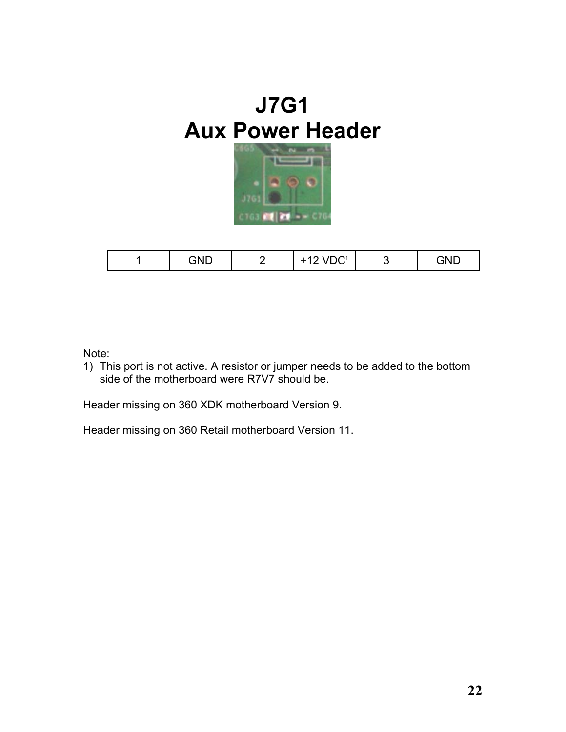# J7G1
# Aux Power Header

| 1 | GND | 2 | +12 VDC[1] | 3 | GND |
|---|---|---|---|---|---|

Note:

1) This port is not active. A resistor or jumper needs to be added to the bottom side of the motherboard were R7V7 should be.

Header missing on 360 XDK motherboard Version 9.

Header missing on 360 Retail motherboard Version 11.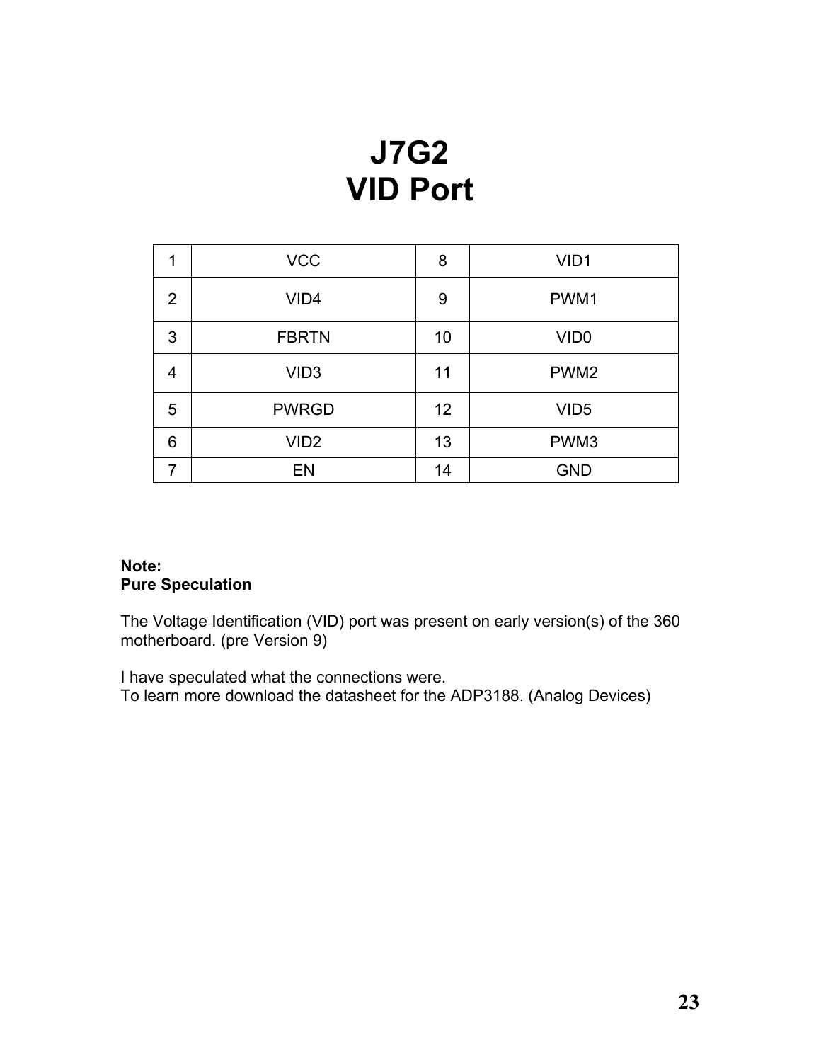# J7G2
# VID Port

| 1 | VCC | 8 | VID1 |
|---|---|---|---|
| 2 | VID4 | 9 | PWM1 |
| 3 | FBRTN | 10 | VID0 |
| 4 | VID3 | 11 | PWM2 |
| 5 | PWRGD | 12 | VID5 |
| 6 | VID2 | 13 | PWM3 |
| 7 | EN | 14 | GND |

**Note:**
**Pure Speculation**

The Voltage Identification (VID) port was present on early version(s) of the 360 motherboard. (pre Version 9)

I have speculated what the connections were.
To learn more download the datasheet for the ADP3188. (Analog Devices)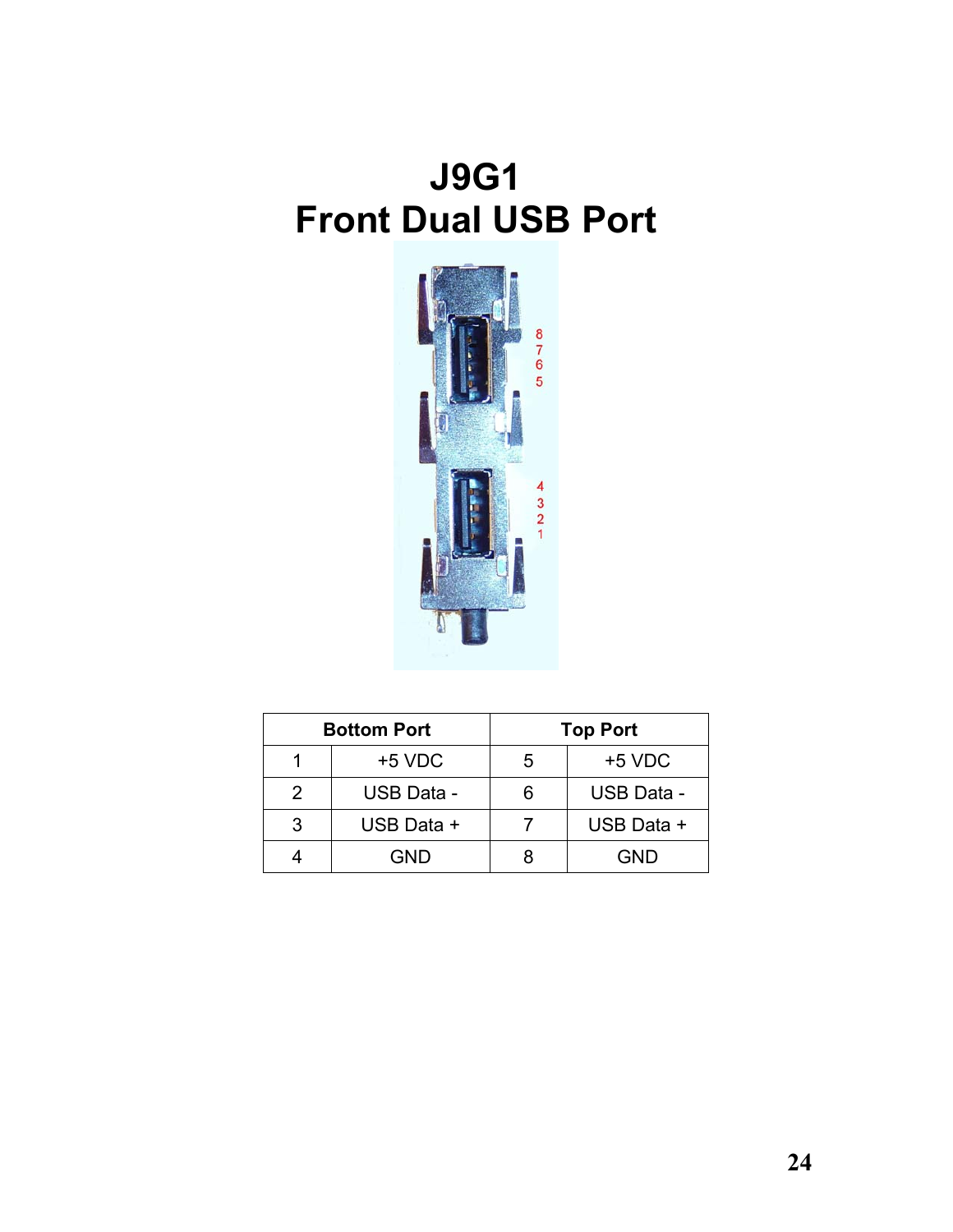# J9G1
# Front Dual USB Port

| Bottom Port | | Top Port | |
|---|---|---|---|
| 1 | +5 VDC | 5 | +5 VDC |
| 2 | USB Data - | 6 | USB Data - |
| 3 | USB Data + | 7 | USB Data + |
| 4 | GND | 8 | GND |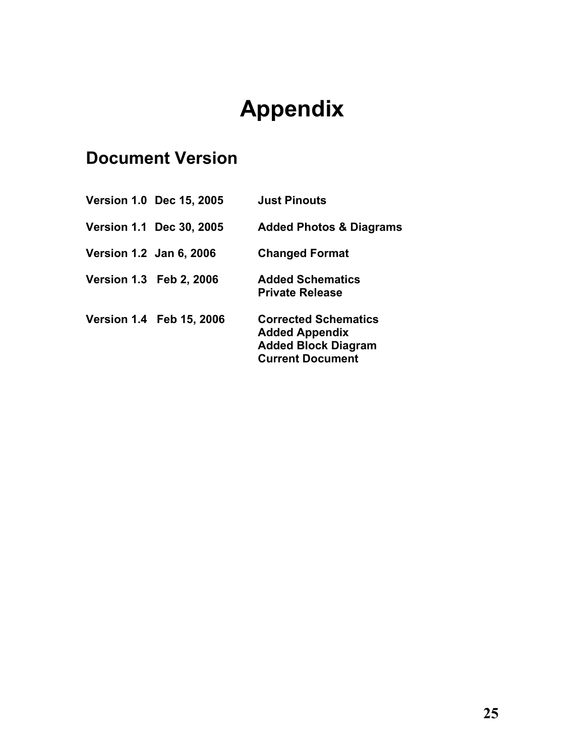# Appendix

## Document Version

| | | |
|---|---|---|
| **Version 1.0** | **Dec 15, 2005** | **Just Pinouts** |
| **Version 1.1** | **Dec 30, 2005** | **Added Photos & Diagrams** |
| **Version 1.2** | **Jan 6, 2006** | **Changed Format** |
| **Version 1.3** | **Feb 2, 2006** | **Added Schematics**<br>**Private Release** |
| **Version 1.4** | **Feb 15, 2006** | **Corrected Schematics**<br>**Added Appendix**<br>**Added Block Diagram**<br>**Current Document** |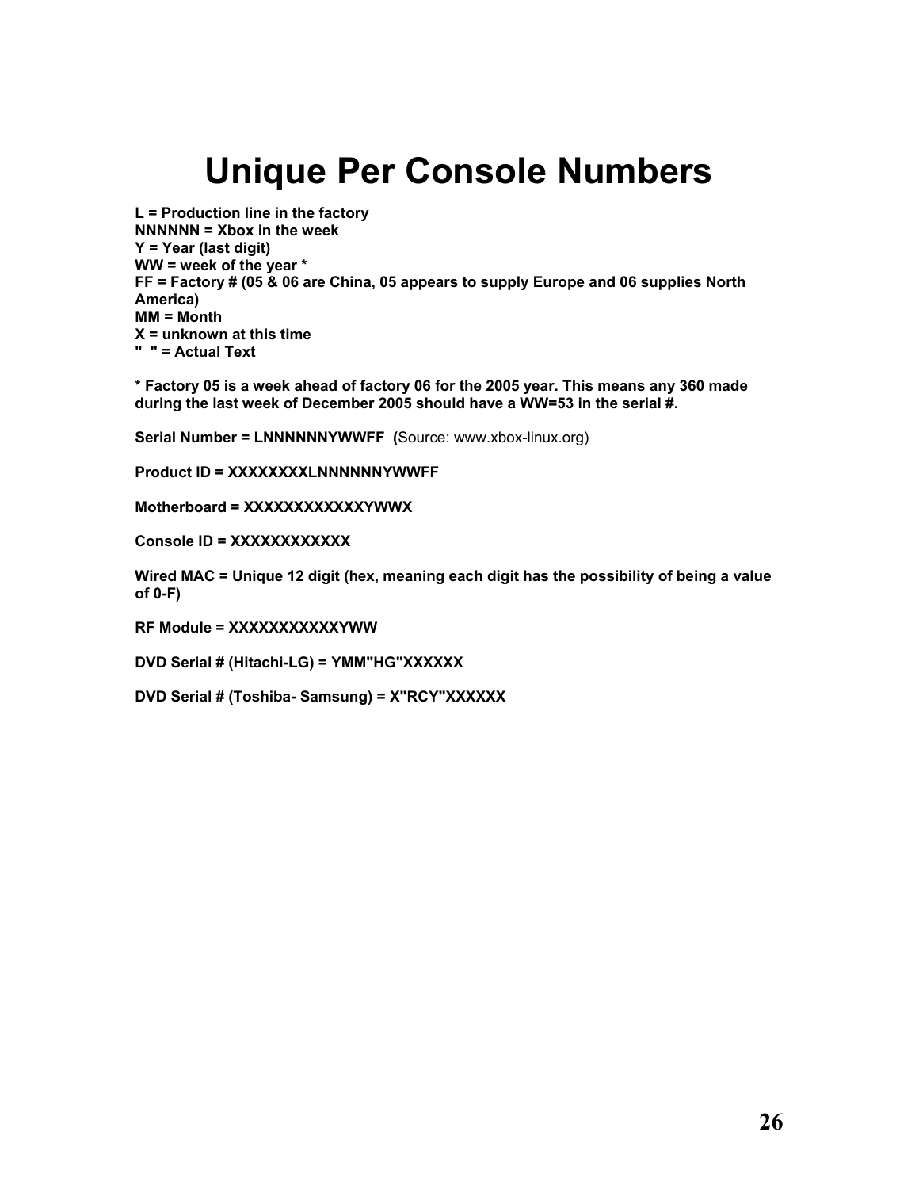# Unique Per Console Numbers

**L = Production line in the factory**
**NNNNNN = Xbox in the week**
**Y = Year (last digit)**
**WW = week of the year ***
**FF = Factory # (05 & 06 are China, 05 appears to supply Europe and 06 supplies North America)**
**MM = Month**
**X = unknown at this time**
**"  " = Actual Text**

*** Factory 05 is a week ahead of factory 06 for the 2005 year. This means any 360 made during the last week of December 2005 should have a WW=53 in the serial #.**

**Serial Number = LNNNNNNYWWFF  (**Source: www.xbox-linux.org)

**Product ID = XXXXXXXXLNNNNNNYWWFF**

**Motherboard = XXXXXXXXXXXXYWWX**

**Console ID = XXXXXXXXXXXX**

**Wired MAC = Unique 12 digit (hex, meaning each digit has the possibility of being a value of 0-F)**

**RF Module = XXXXXXXXXXXYWW**

**DVD Serial # (Hitachi-LG) = YMM"HG"XXXXXX**

**DVD Serial # (Toshiba- Samsung) = X"RCY"XXXXXX**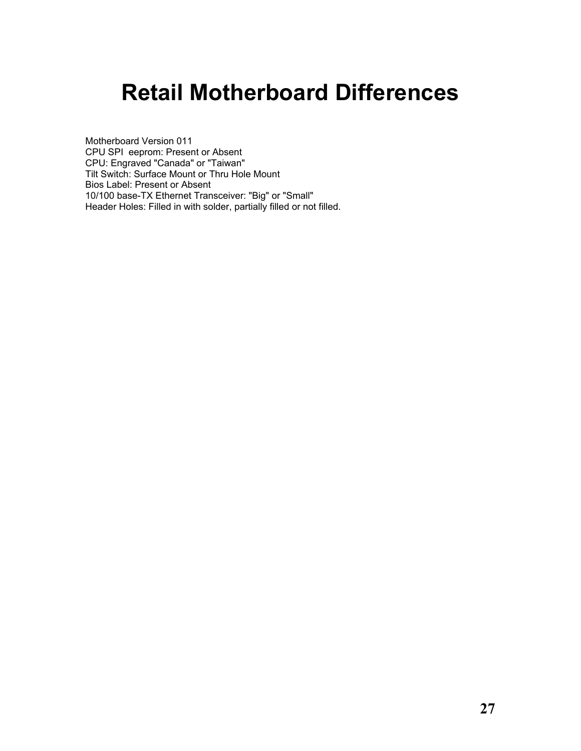# Retail Motherboard Differences

Motherboard Version 011
CPU SPI  eeprom: Present or Absent
CPU: Engraved "Canada" or "Taiwan"
Tilt Switch: Surface Mount or Thru Hole Mount
Bios Label: Present or Absent
10/100 base-TX Ethernet Transceiver: "Big" or "Small"
Header Holes: Filled in with solder, partially filled or not filled.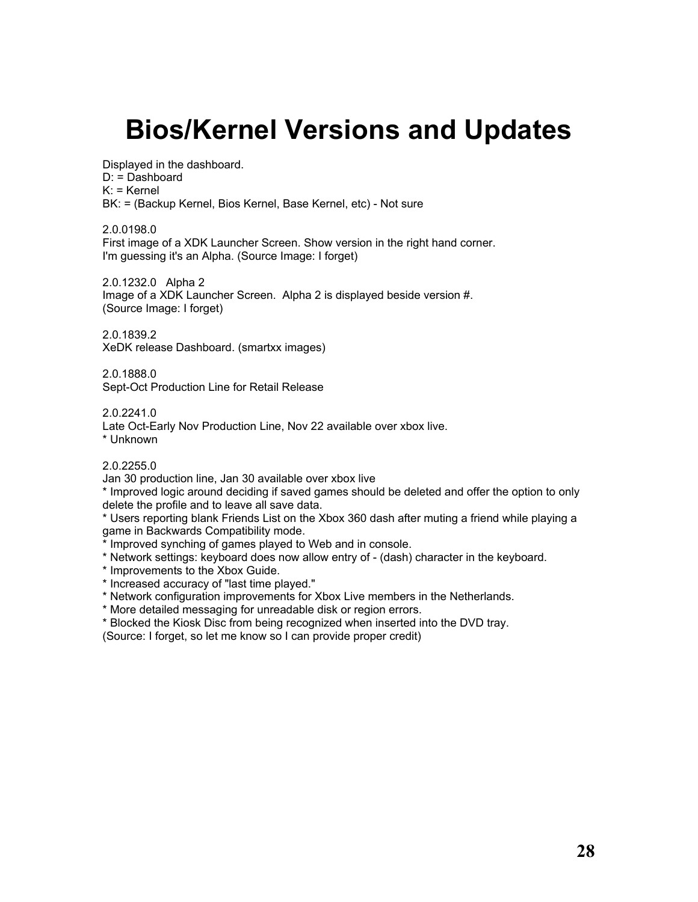# Bios/Kernel Versions and Updates

Displayed in the dashboard.
D: = Dashboard
K: = Kernel
BK: = (Backup Kernel, Bios Kernel, Base Kernel, etc) - Not sure

2.0.0198.0
First image of a XDK Launcher Screen. Show version in the right hand corner.
I'm guessing it's an Alpha. (Source Image: I forget)

2.0.1232.0   Alpha 2
Image of a XDK Launcher Screen.  Alpha 2 is displayed beside version #.
(Source Image: I forget)

2.0.1839.2
XeDK release Dashboard. (smartxx images)

2.0.1888.0
Sept-Oct Production Line for Retail Release

2.0.2241.0
Late Oct-Early Nov Production Line, Nov 22 available over xbox live.
* Unknown

2.0.2255.0
Jan 30 production line, Jan 30 available over xbox live
* Improved logic around deciding if saved games should be deleted and offer the option to only delete the profile and to leave all save data.
* Users reporting blank Friends List on the Xbox 360 dash after muting a friend while playing a game in Backwards Compatibility mode.
* Improved synching of games played to Web and in console.
* Network settings: keyboard does now allow entry of - (dash) character in the keyboard.
* Improvements to the Xbox Guide.
* Increased accuracy of "last time played."
* Network configuration improvements for Xbox Live members in the Netherlands.
* More detailed messaging for unreadable disk or region errors.
* Blocked the Kiosk Disc from being recognized when inserted into the DVD tray.
(Source: I forget, so let me know so I can provide proper credit)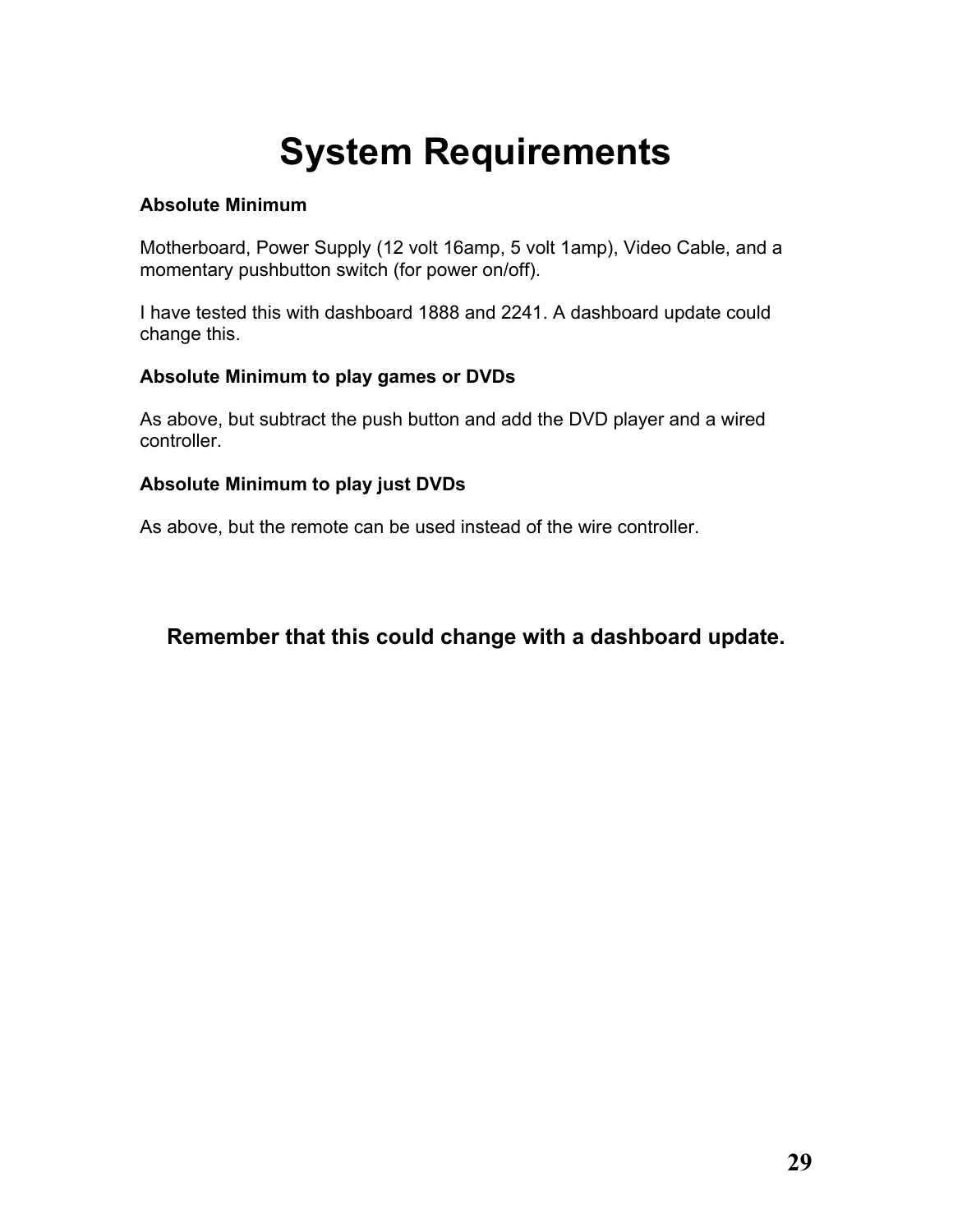# System Requirements

**Absolute Minimum**

Motherboard, Power Supply (12 volt 16amp, 5 volt 1amp), Video Cable, and a momentary pushbutton switch (for power on/off).

I have tested this with dashboard 1888 and 2241. A dashboard update could change this.

**Absolute Minimum to play games or DVDs**

As above, but subtract the push button and add the DVD player and a wired controller.

**Absolute Minimum to play just DVDs**

As above, but the remote can be used instead of the wire controller.

**Remember that this could change with a dashboard update.**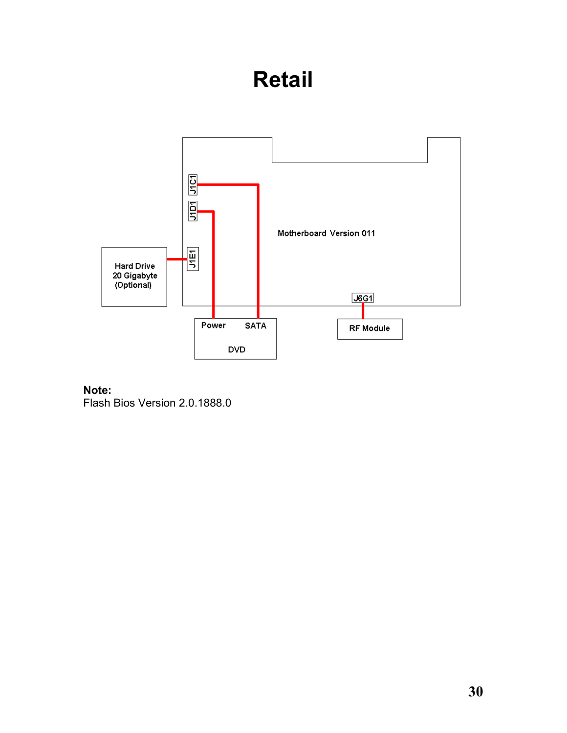# Retail

Motherboard Version 011

J1C1

J1D1

J1E1

J6G1

Hard Drive
20 Gigabyte
(Optional)

Power SATA

DVD

RF Module

**Note:**
Flash Bios Version 2.0.1888.0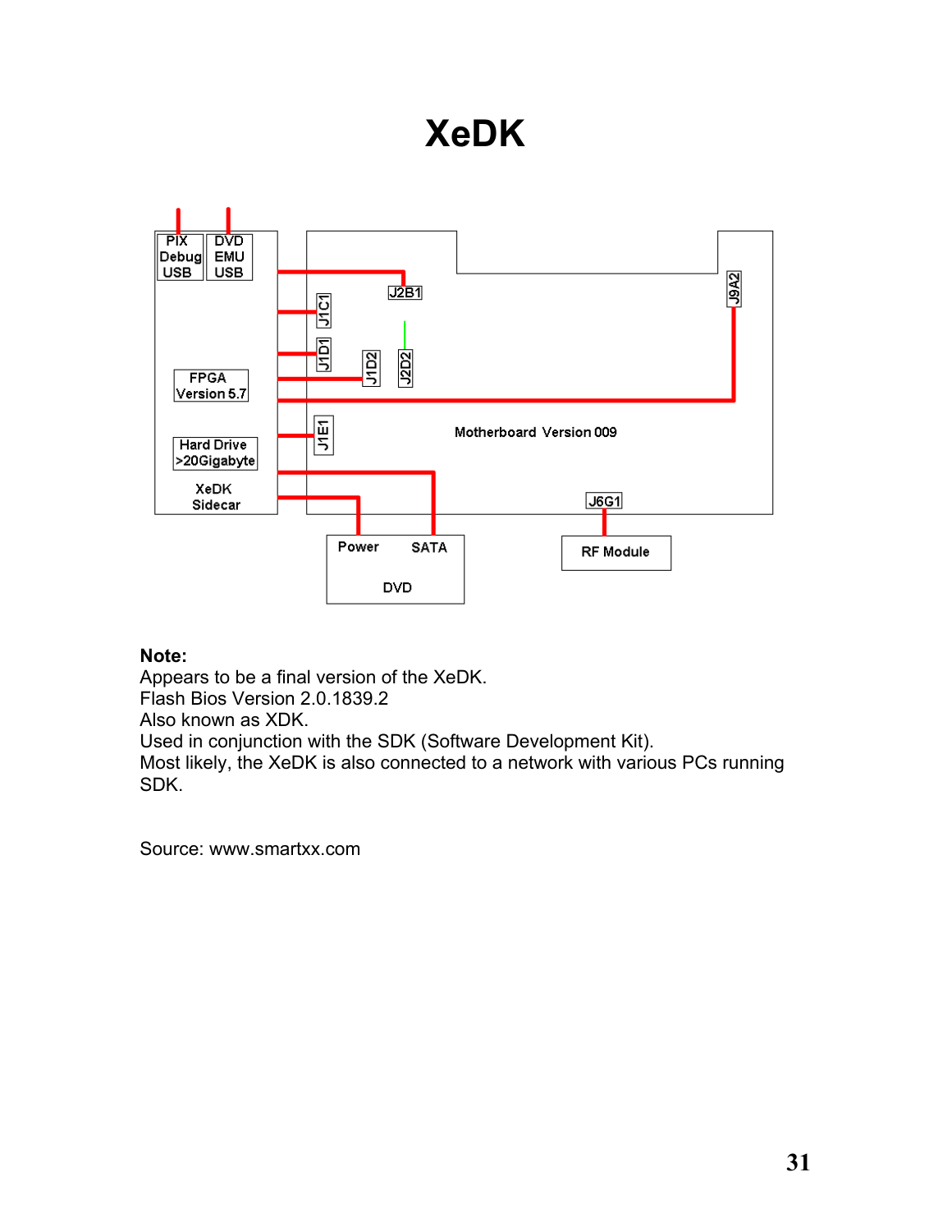# XeDK

PIX Debug USB

DVD EMU USB

FPGA Version 5.7

Hard Drive >20Gigabyte

XeDK Sidecar

J2B1

J1C1

J1D1

J1D2

J2D2

J9A2

J1E1

Motherboard Version 009

J6G1

Power

SATA

DVD

RF Module

**Note:**
Appears to be a final version of the XeDK.
Flash Bios Version 2.0.1839.2
Also known as XDK.
Used in conjunction with the SDK (Software Development Kit).
Most likely, the XeDK is also connected to a network with various PCs running SDK.

Source: www.smartxx.com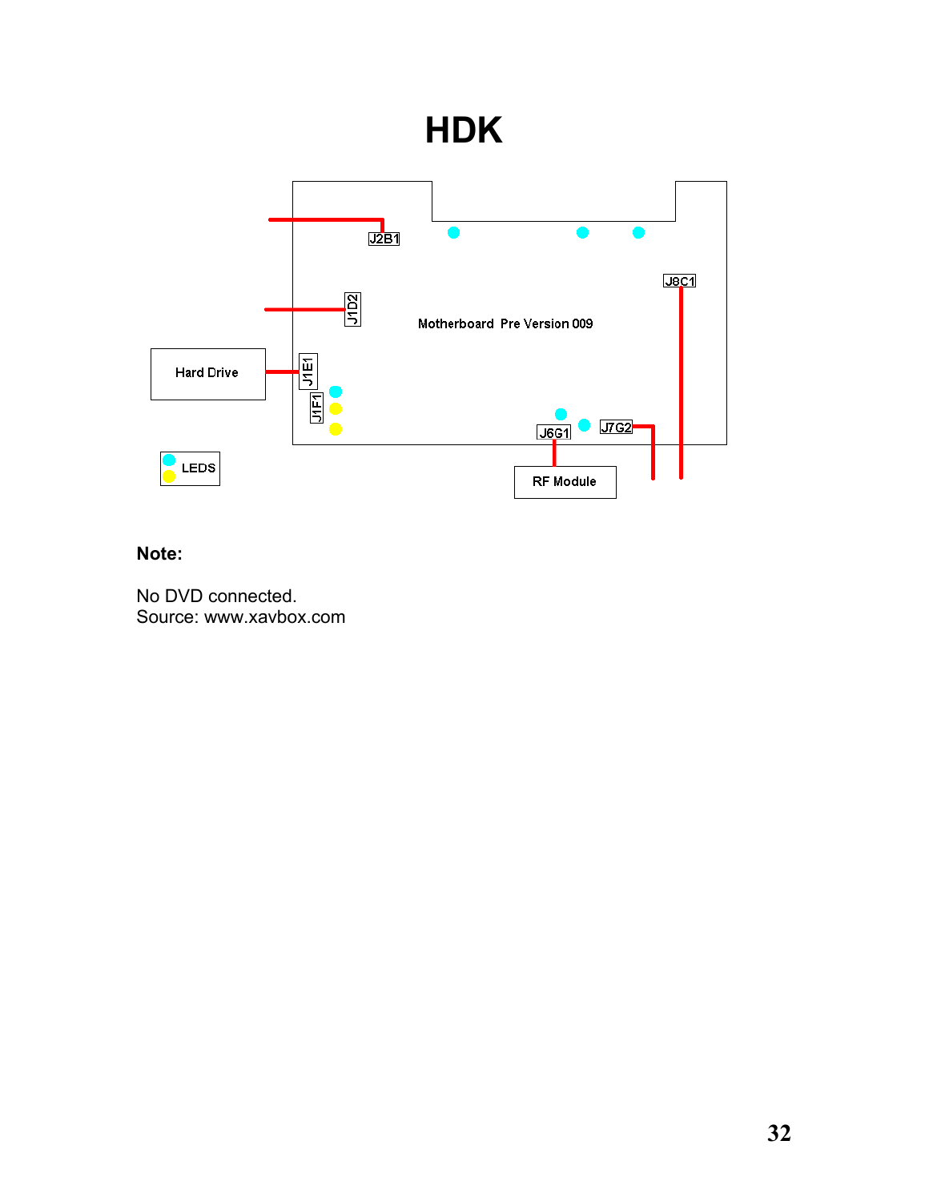# HDK

Motherboard Pre Version 009

J2B1

J1D2

J8C1

Hard Drive

J1E1

J1F1

J6G1

J7G2

RF Module

LEDS

**Note:**

No DVD connected.
Source: www.xavbox.com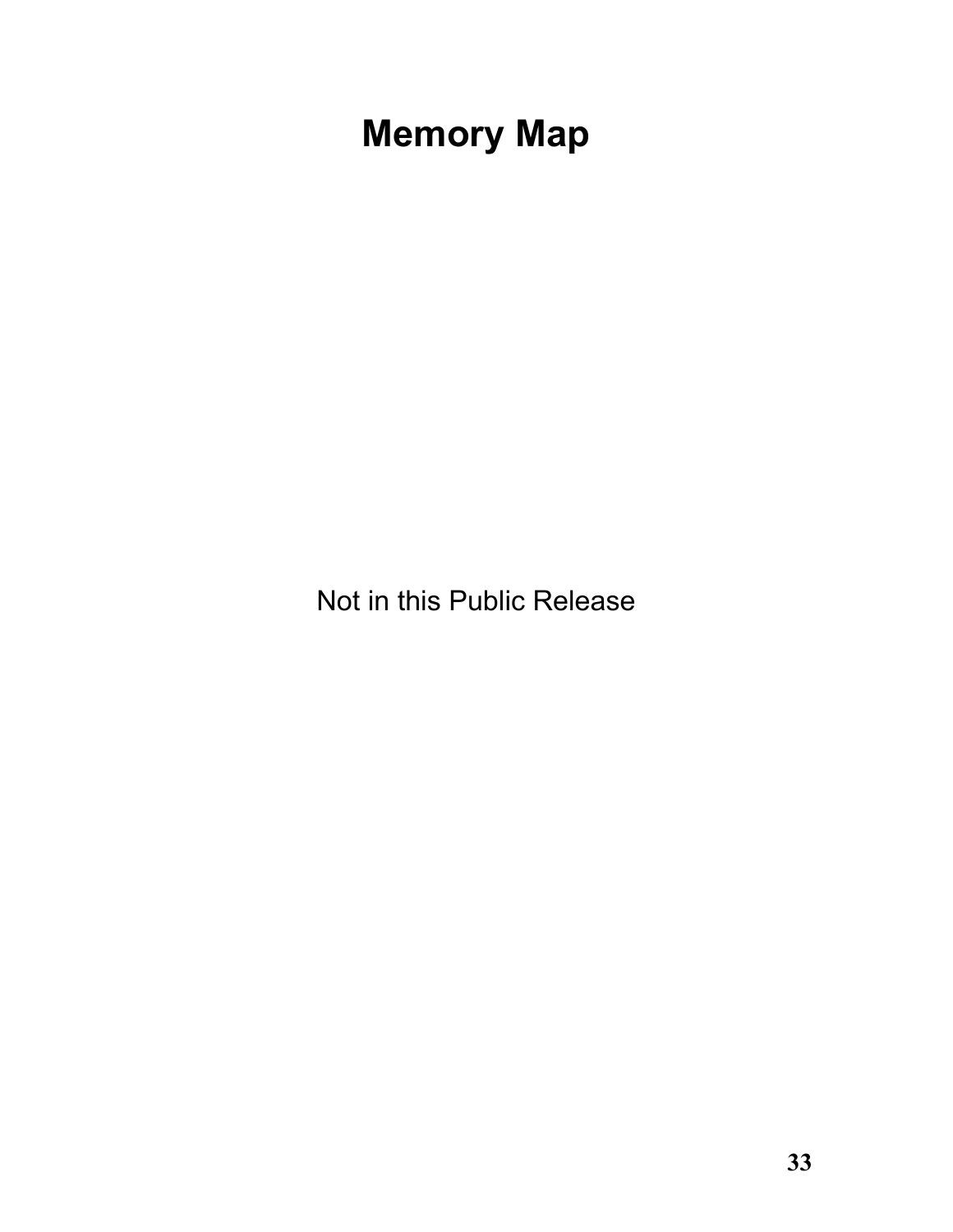# Memory Map

Not in this Public Release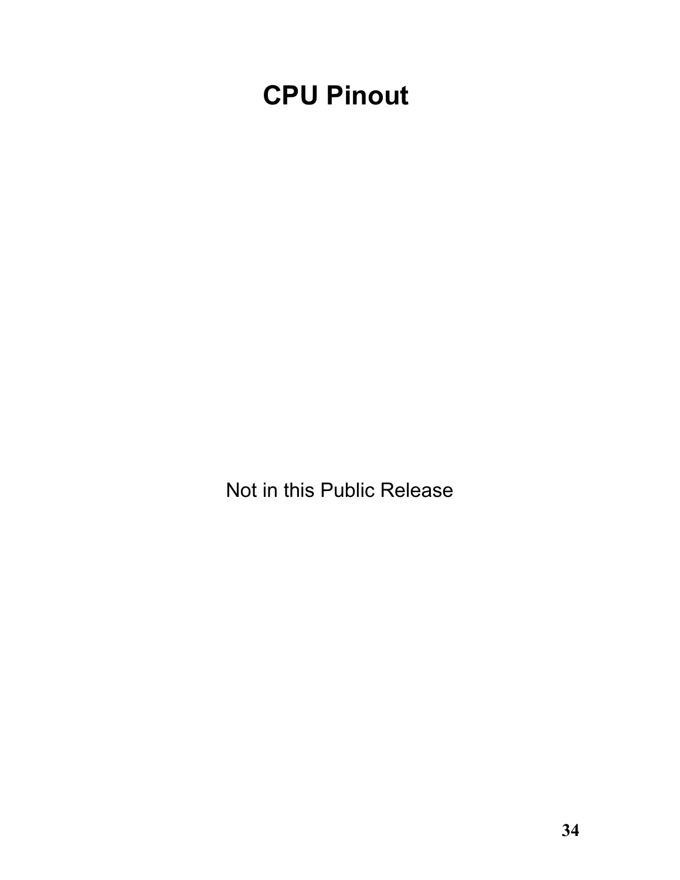# CPU Pinout

Not in this Public Release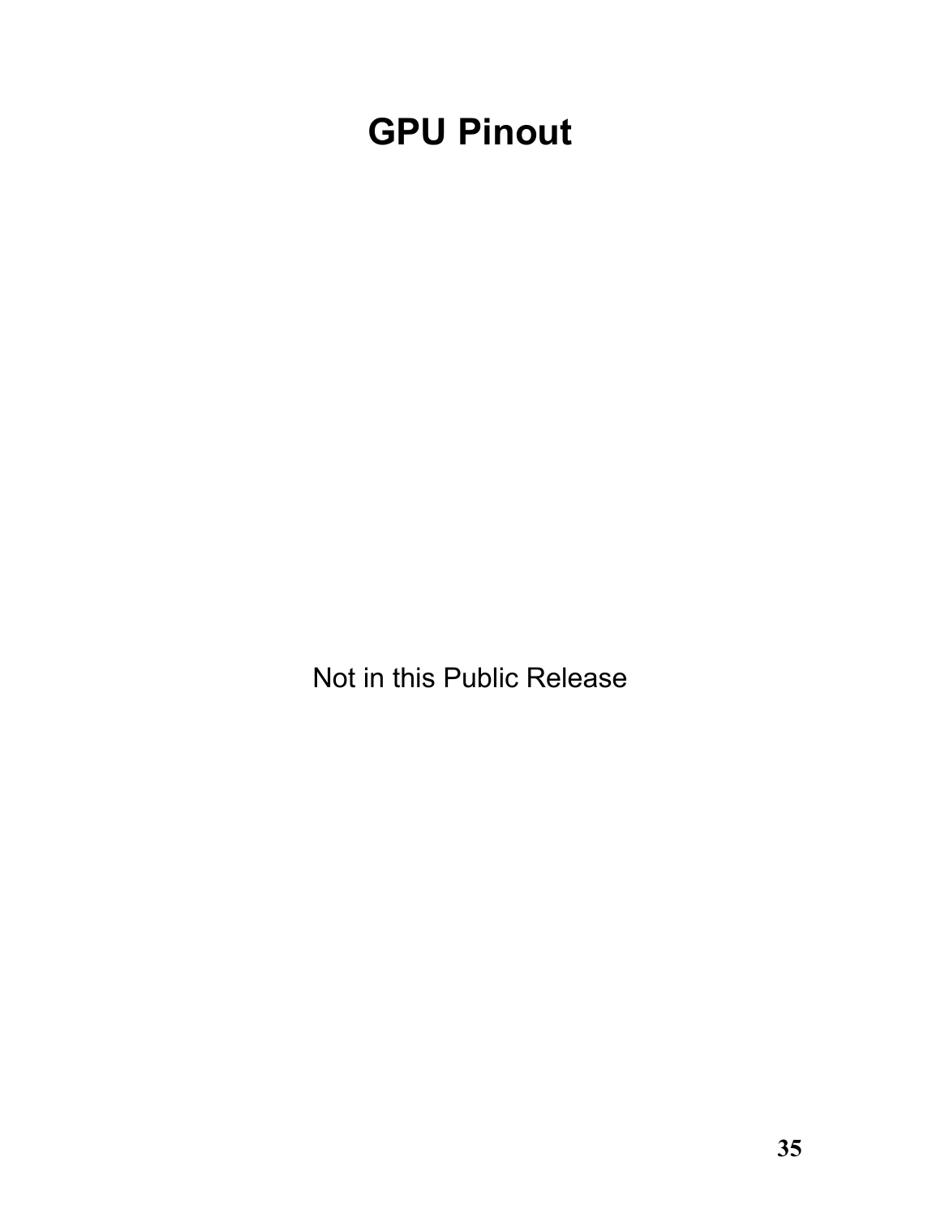# GPU Pinout

Not in this Public Release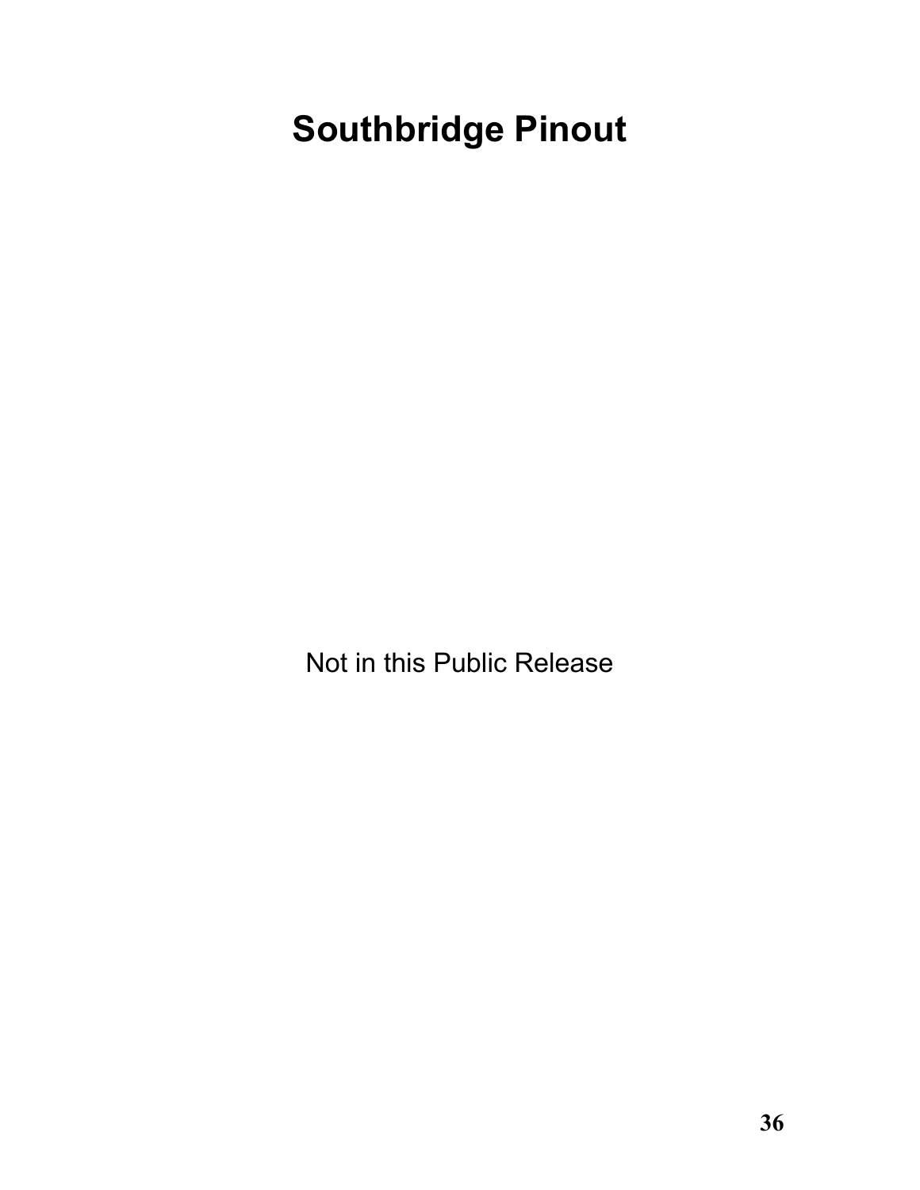# Southbridge Pinout

Not in this Public Release